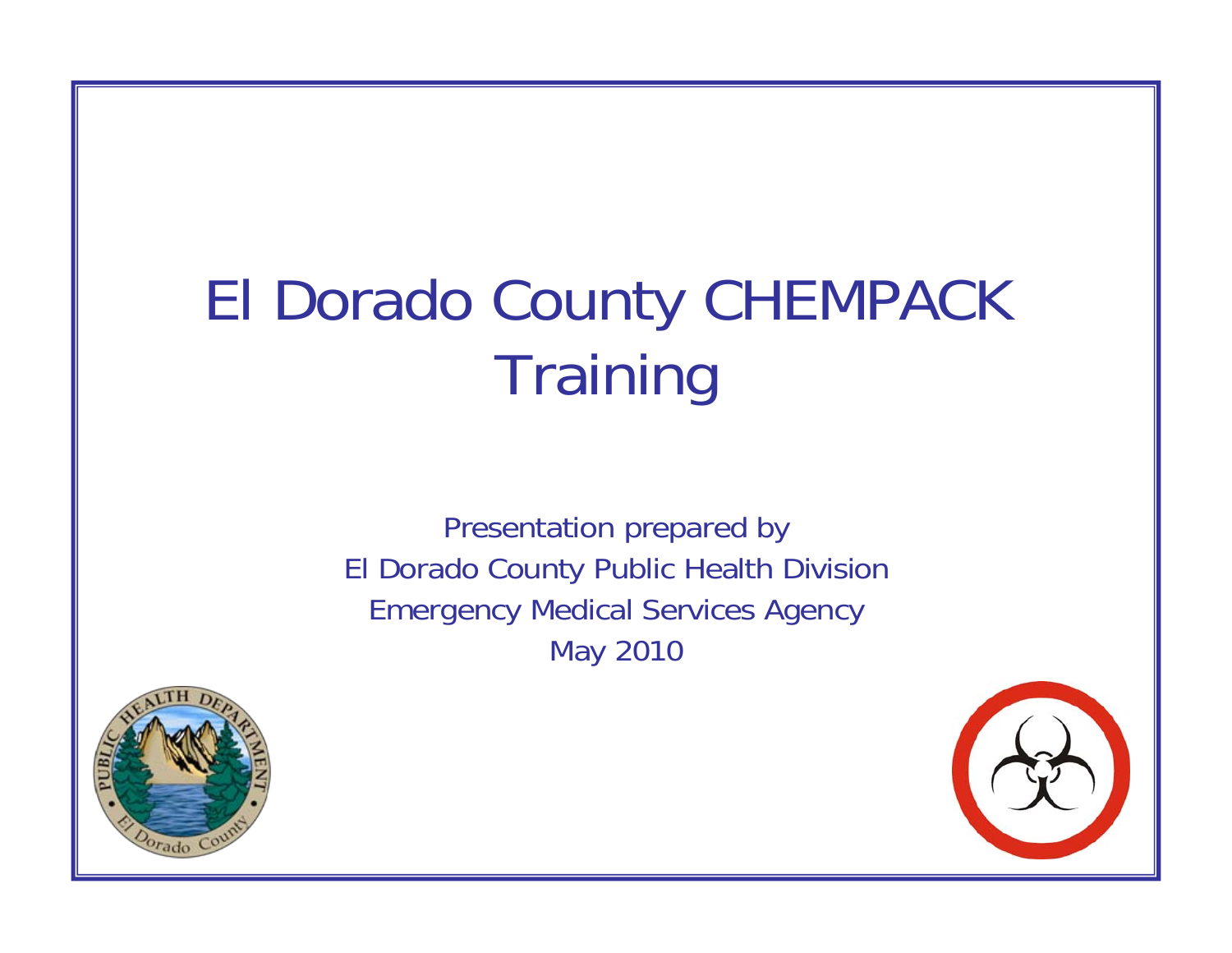# El Dorado County CHEMPACK Training

Presentation prepared by
El Dorado County Public Health Division
Emergency Medical Services Agency
May 2010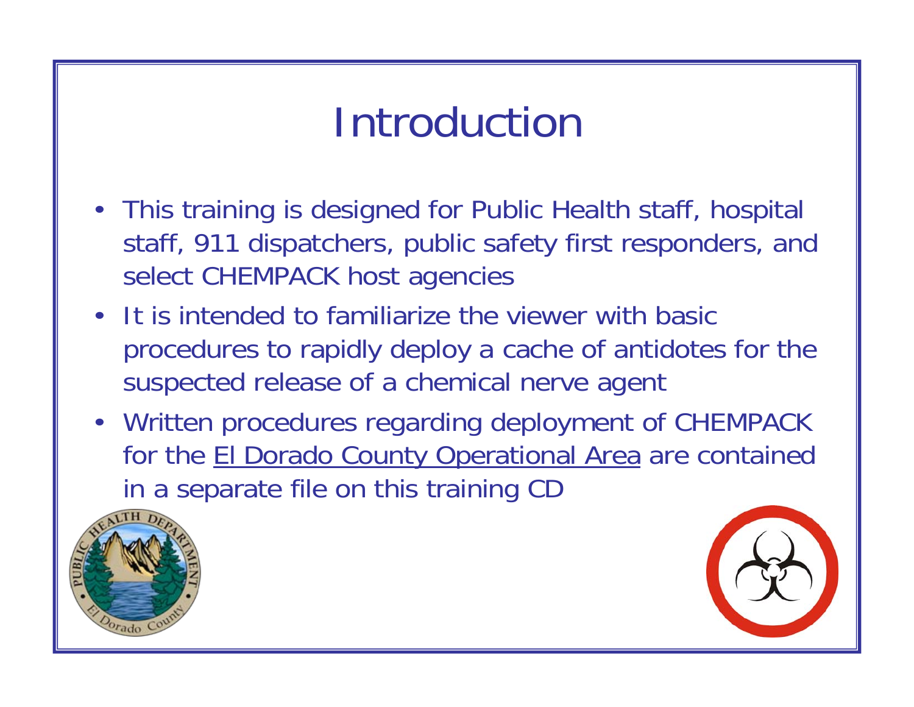# Introduction

- This training is designed for Public Health staff, hospital staff, 911 dispatchers, public safety first responders, and select CHEMPACK host agencies
- It is intended to familiarize the viewer with basic procedures to rapidly deploy a cache of antidotes for the suspected release of a chemical nerve agent
- Written procedures regarding deployment of CHEMPACK for the El Dorado County Operational Area are contained in a separate file on this training CD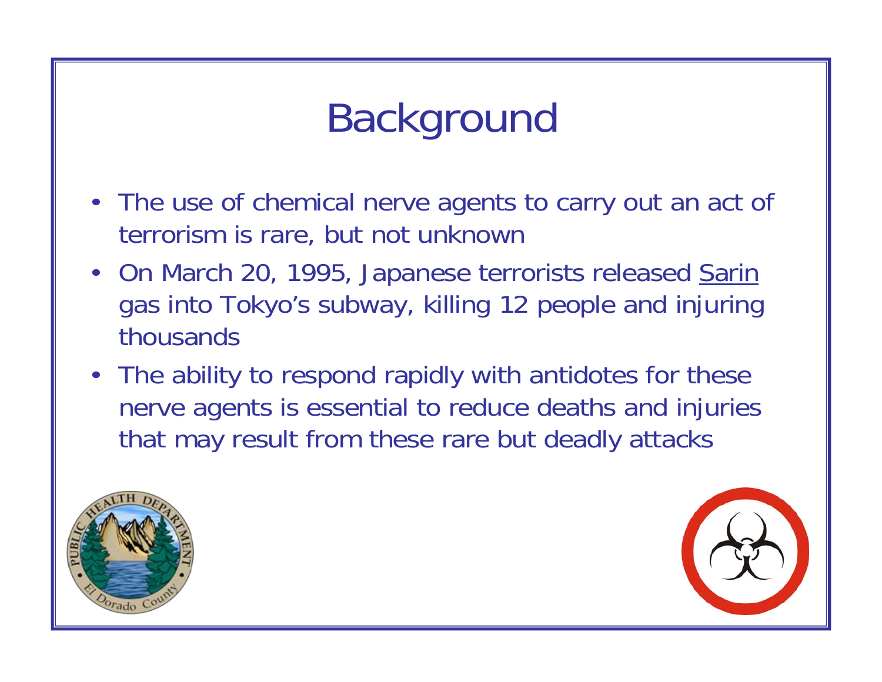# Background

- The use of chemical nerve agents to carry out an act of terrorism is rare, but not unknown
- On March 20, 1995, Japanese terrorists released Sarin gas into Tokyo's subway, killing 12 people and injuring thousands
- The ability to respond rapidly with antidotes for these nerve agents is essential to reduce deaths and injuries that may result from these rare but deadly attacks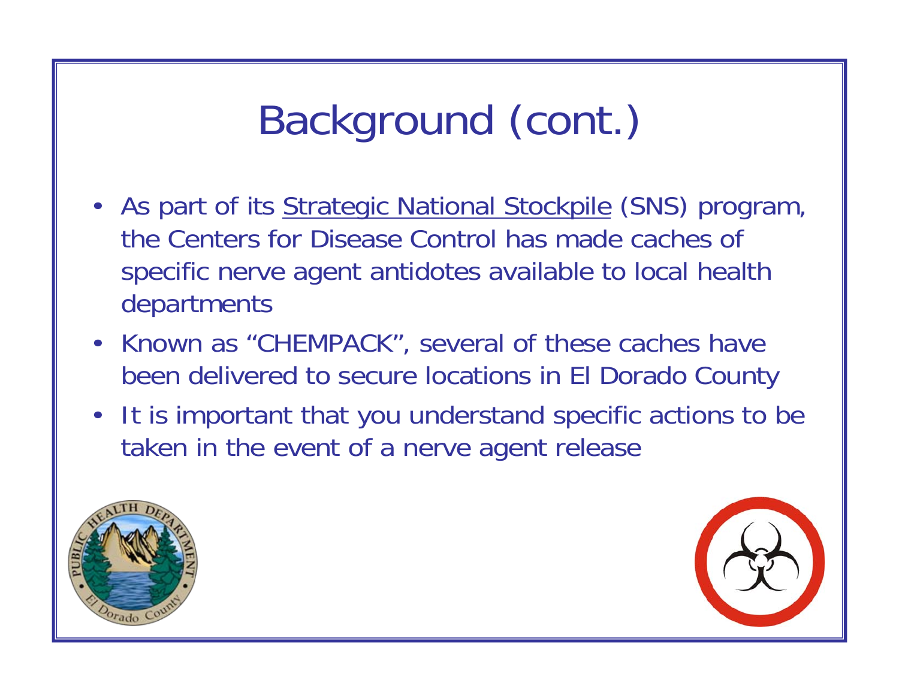# Background (cont.)

- As part of its Strategic National Stockpile (SNS) program, the Centers for Disease Control has made caches of specific nerve agent antidotes available to local health departments
- Known as "CHEMPACK", several of these caches have been delivered to secure locations in El Dorado County
- It is important that you understand specific actions to be taken in the event of a nerve agent release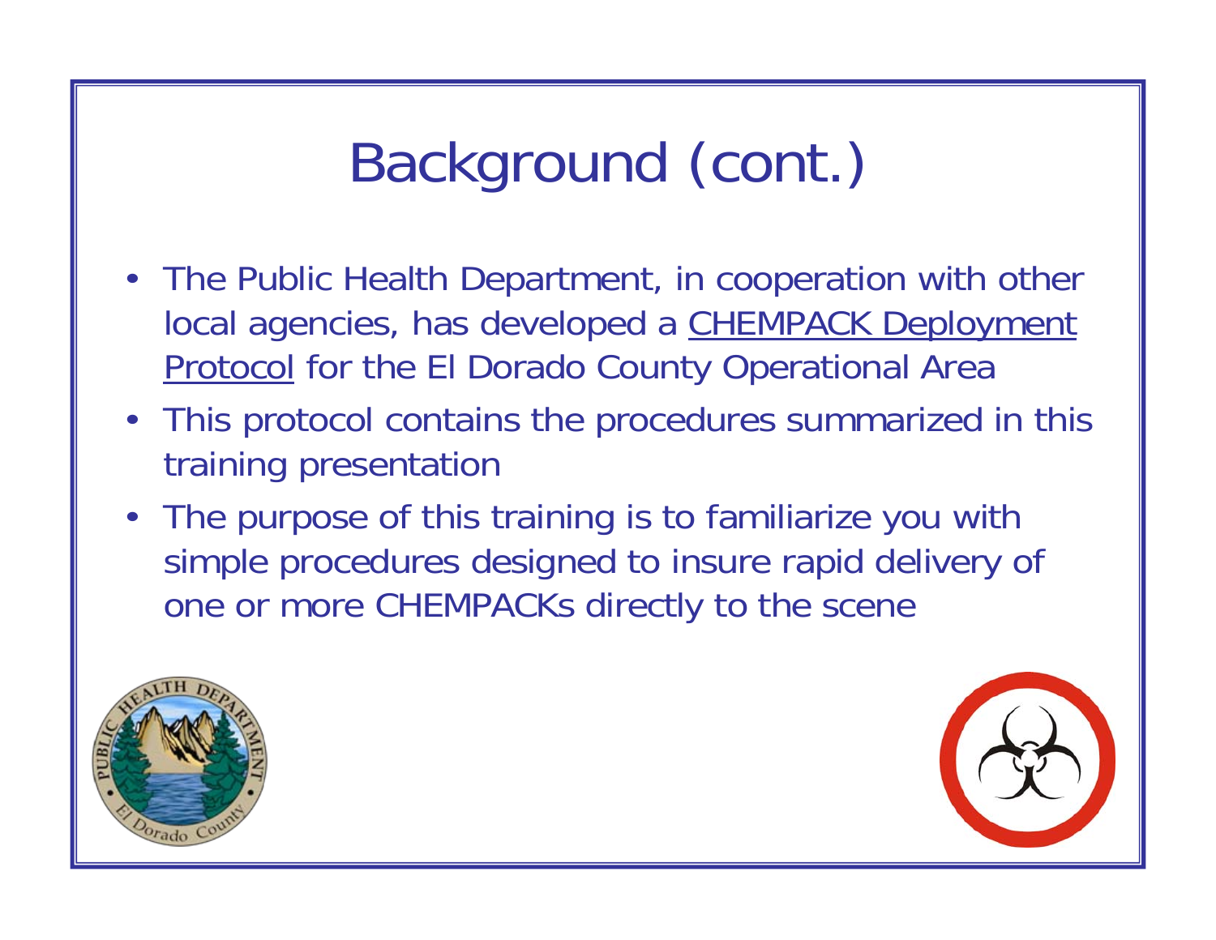# Background (cont.)

- The Public Health Department, in cooperation with other local agencies, has developed a CHEMPACK Deployment Protocol for the El Dorado County Operational Area
- This protocol contains the procedures summarized in this training presentation
- The purpose of this training is to familiarize you with simple procedures designed to insure rapid delivery of one or more CHEMPACKs directly to the scene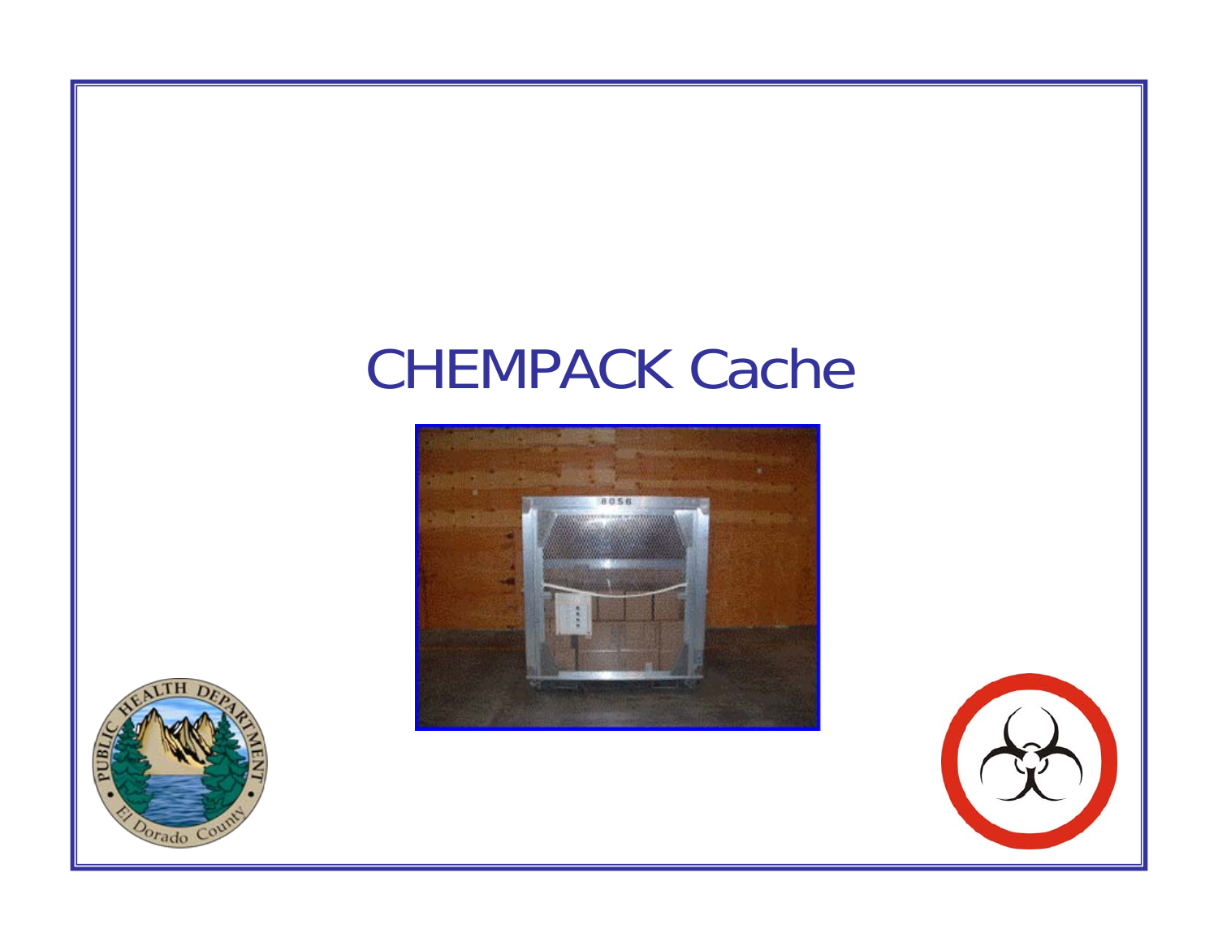# CHEMPACK Cache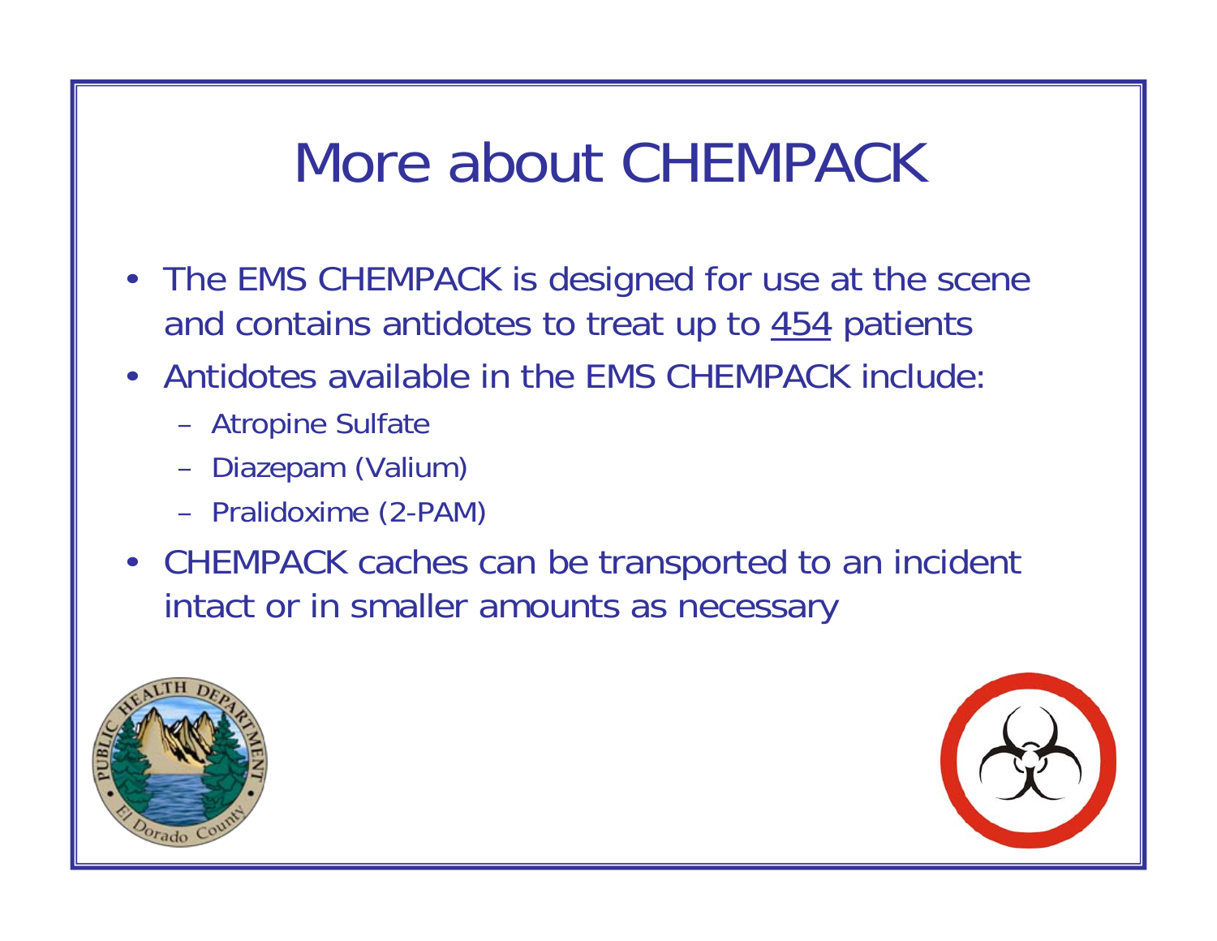# More about CHEMPACK

- The EMS CHEMPACK is designed for use at the scene and contains antidotes to treat up to <u>454</u> patients
- Antidotes available in the EMS CHEMPACK include:
  - Atropine Sulfate
  - Diazepam (Valium)
  - Pralidoxime (2-PAM)
- CHEMPACK caches can be transported to an incident intact or in smaller amounts as necessary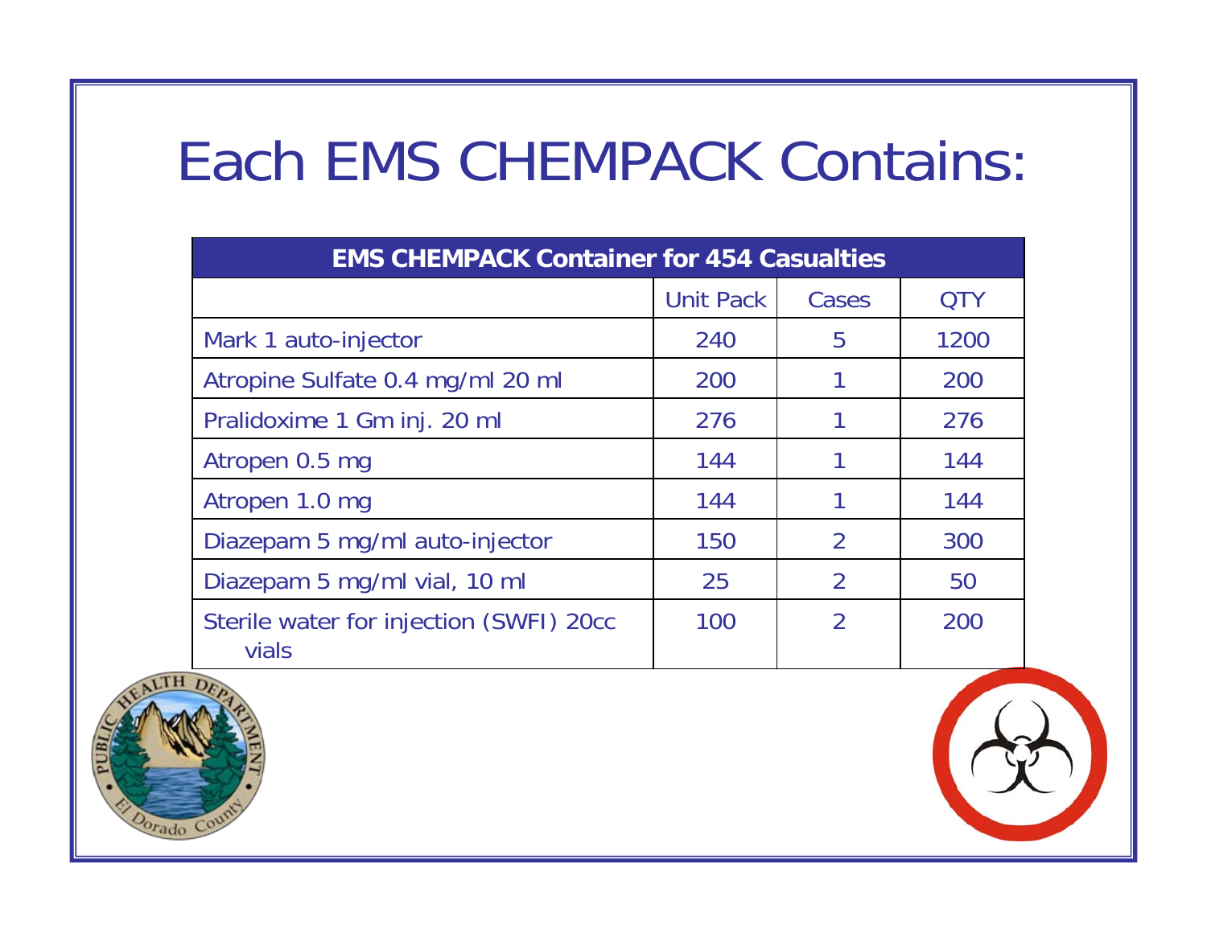# Each EMS CHEMPACK Contains:

| EMS CHEMPACK Container for 454 Casualties | | | |
|---|---|---|---|
| | Unit Pack | Cases | QTY |
| Mark 1 auto-injector | 240 | 5 | 1200 |
| Atropine Sulfate 0.4 mg/ml 20 ml | 200 | 1 | 200 |
| Pralidoxime 1 Gm inj. 20 ml | 276 | 1 | 276 |
| Atropen 0.5 mg | 144 | 1 | 144 |
| Atropen 1.0 mg | 144 | 1 | 144 |
| Diazepam 5 mg/ml auto-injector | 150 | 2 | 300 |
| Diazepam 5 mg/ml vial, 10 ml | 25 | 2 | 50 |
| Sterile water for injection (SWFI) 20cc vials | 100 | 2 | 200 |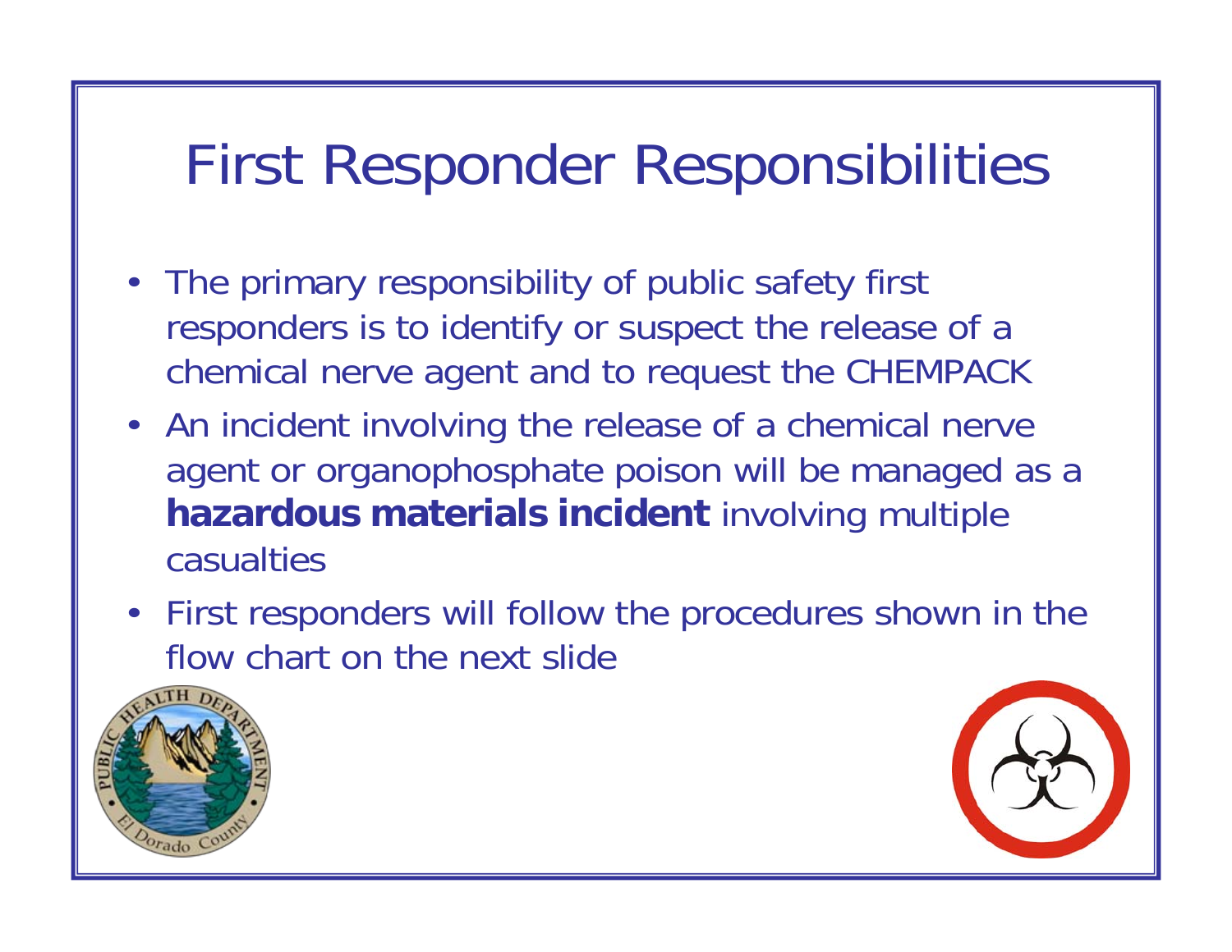# First Responder Responsibilities

- The primary responsibility of public safety first responders is to identify or suspect the release of a chemical nerve agent and to request the CHEMPACK
- An incident involving the release of a chemical nerve agent or organophosphate poison will be managed as a **hazardous materials incident** involving multiple casualties
- First responders will follow the procedures shown in the flow chart on the next slide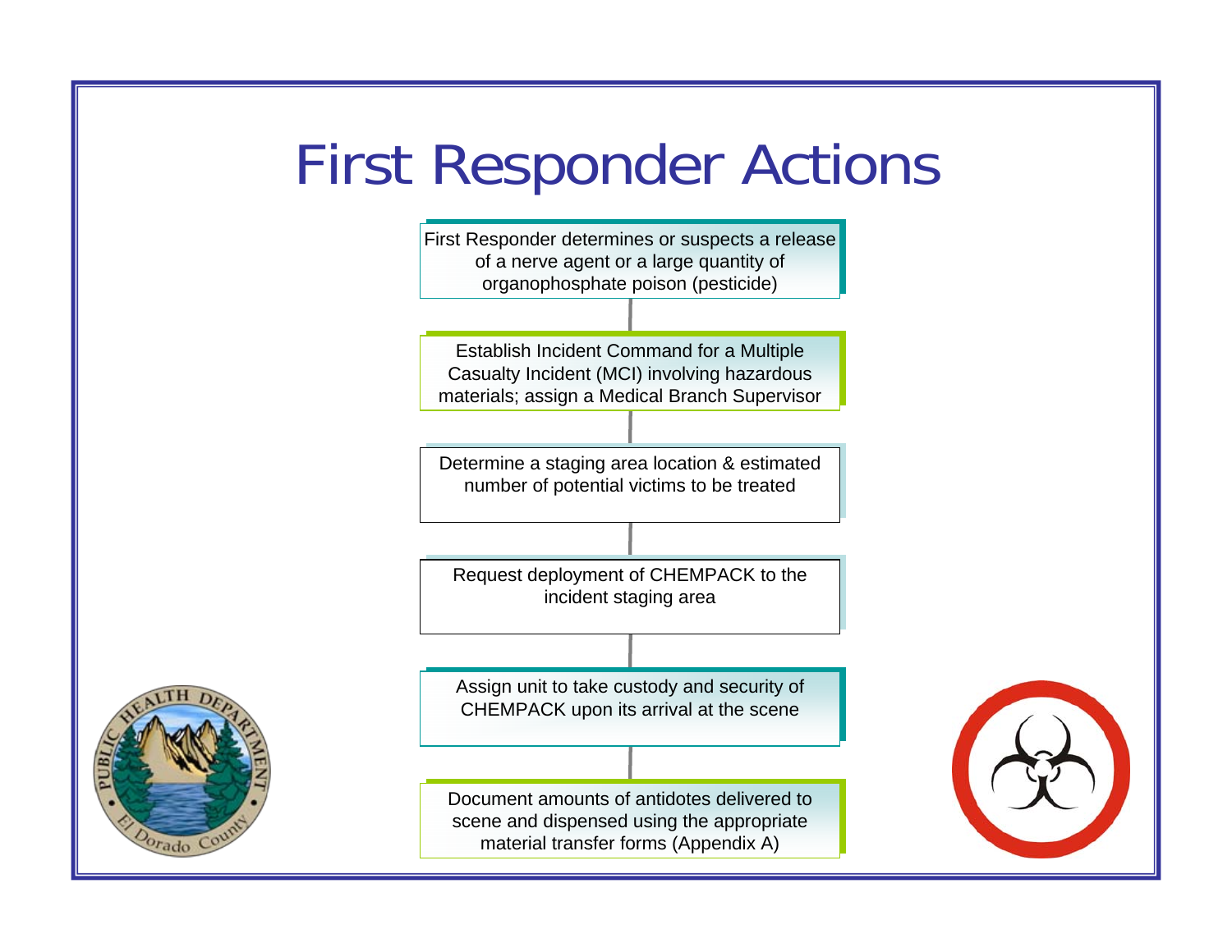# First Response Actions

1. First Responder determines or suspects a release of a nerve agent or a large quantity of organophosphate poison (pesticide)
2. Establish Incident Command for a Multiple Casualty Incident (MCI) involving hazardous materials; assign a Medical Branch Supervisor
3. Determine a staging area location & estimated number of potential victims to be treated
4. Request deployment of CHEMPACK to the incident staging area
5. Assign unit to take custody and security of CHEMPACK upon its arrival at the scene
6. Document amounts of antidotes delivered to scene and dispensed using the appropriate material transfer forms (Appendix A)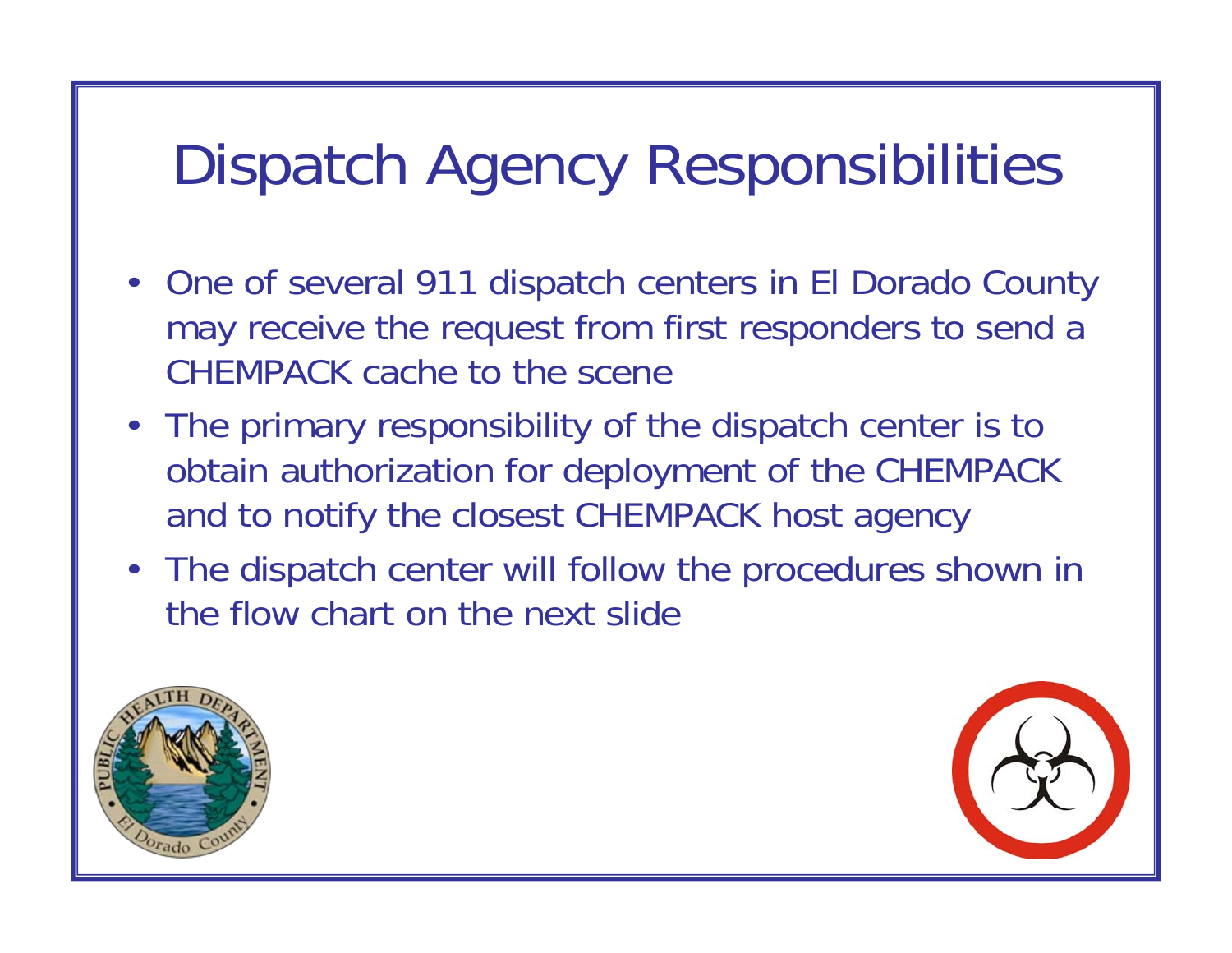# Dispatch Agency Responsibilities

- One of several 911 dispatch centers in El Dorado County may receive the request from first responders to send a CHEMPACK cache to the scene
- The primary responsibility of the dispatch center is to obtain authorization for deployment of the CHEMPACK and to notify the closest CHEMPACK host agency
- The dispatch center will follow the procedures shown in the flow chart on the next slide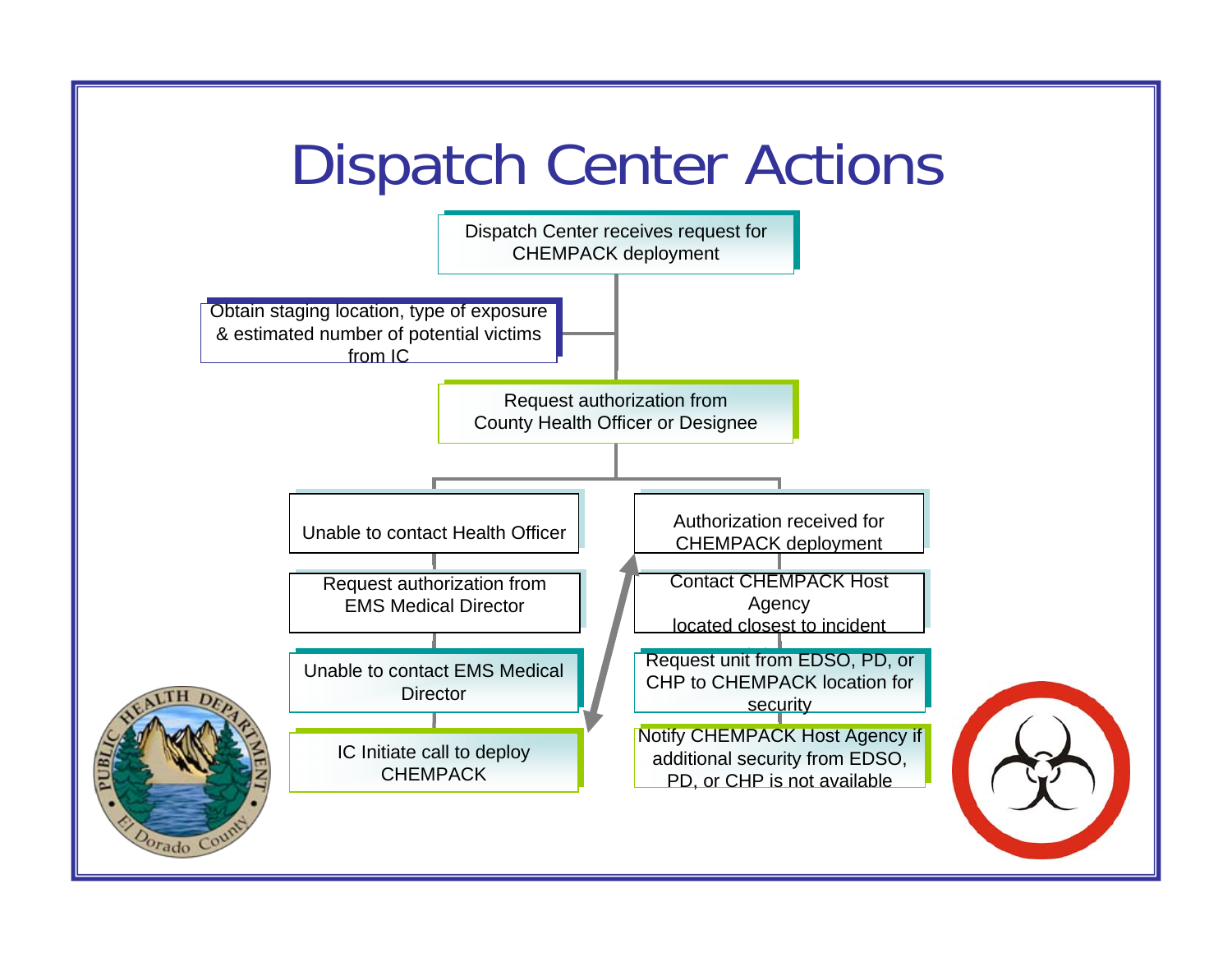# Dispatch Center Actions

- Dispatch Center receives request for CHEMPACK deployment
- Obtain staging location, type of exposure & estimated number of potential victims from IC
- Request authorization from County Health Officer or Designee

**Left branch:**

- Unable to contact Health Officer
- Request authorization from EMS Medical Director
- Unable to contact EMS Medical Director
- IC Initiate call to deploy CHEMPACK

**Right branch:**

- Authorization received for CHEMPACK deployment
- Contact CHEMPACK Host Agency located closest to incident
- Request unit from EDSO, PD, or CHP to CHEMPACK location for security
- Notify CHEMPACK Host Agency if additional security from EDSO, PD, or CHP is not available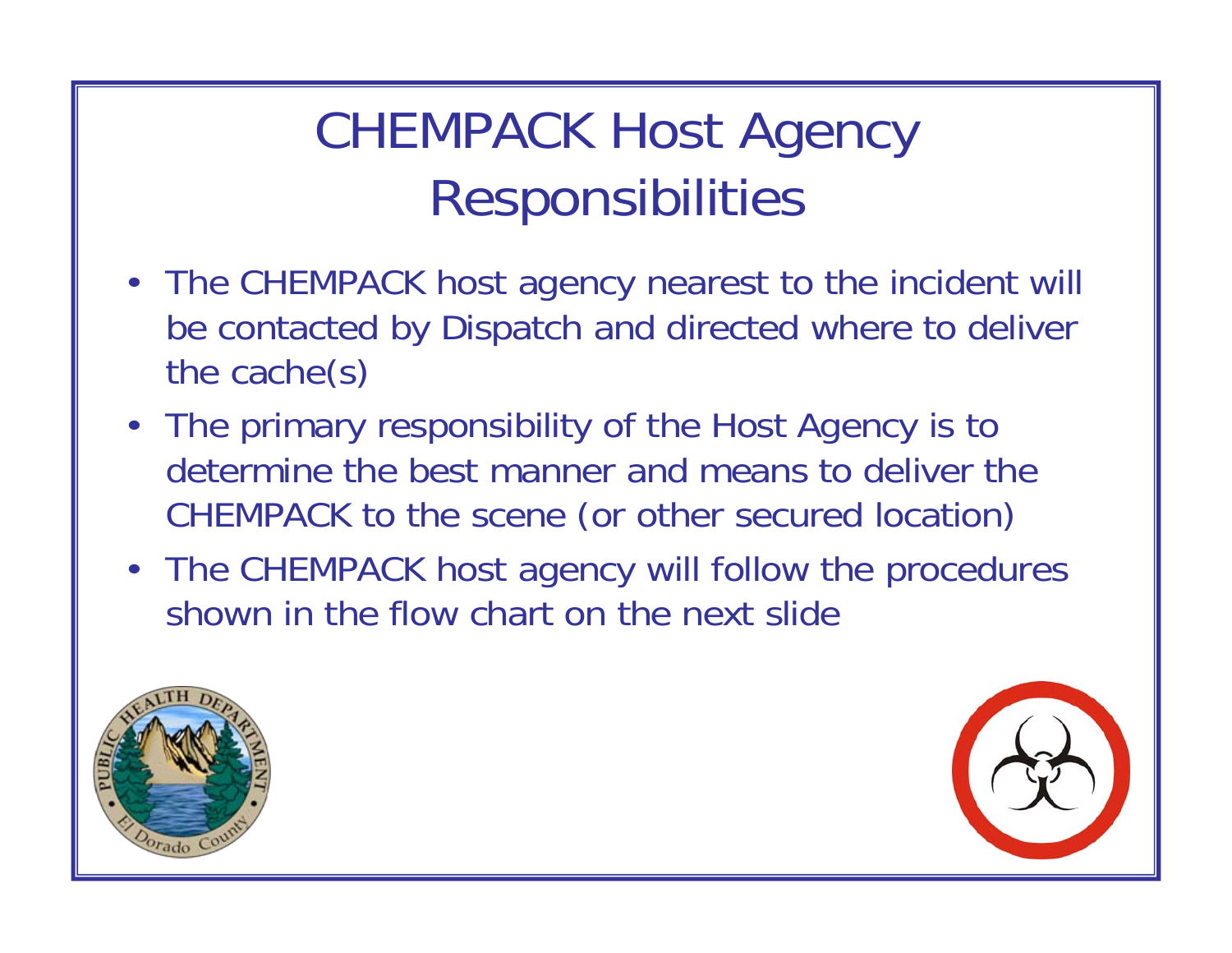# CHEMPACK Host Agency Responsibilities

- The CHEMPACK host agency nearest to the incident will be contacted by Dispatch and directed where to deliver the cache(s)
- The primary responsibility of the Host Agency is to determine the best manner and means to deliver the CHEMPACK to the scene (or other secured location)
- The CHEMPACK host agency will follow the procedures shown in the flow chart on the next slide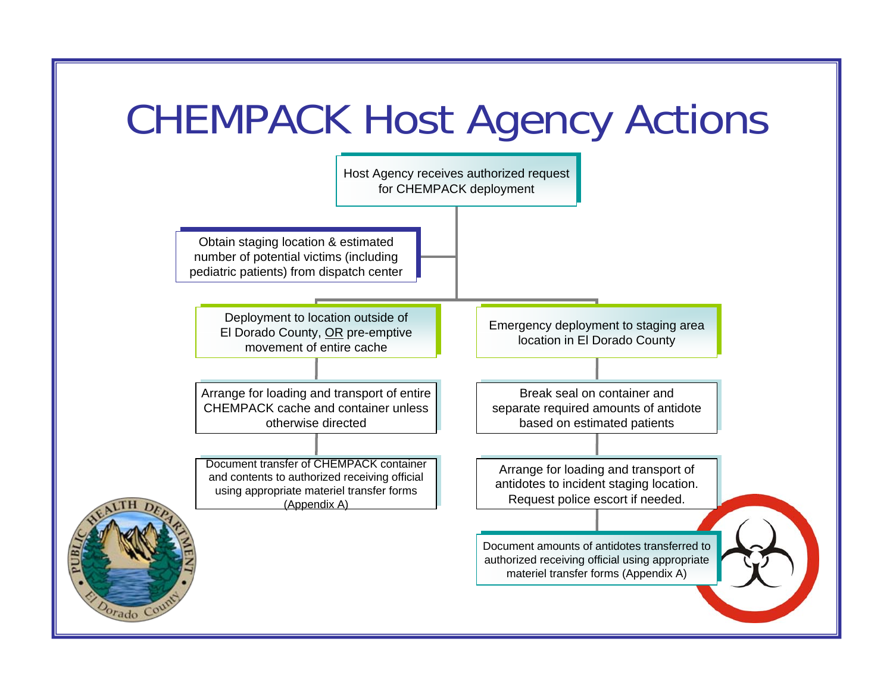# CHEMPACK Host Agency Actions

Host Agency receives authorized request for CHEMPACK deployment

Obtain staging location & estimated number of potential victims (including pediatric patients) from dispatch center

**Deployment to location outside of El Dorado County, OR pre-emptive movement of entire cache**

1. Arrange for loading and transport of entire CHEMPACK cache and container unless otherwise directed
2. Document transfer of CHEMPACK container and contents to authorized receiving official using appropriate materiel transfer forms (Appendix A)

**Emergency deployment to staging area location in El Dorado County**

1. Break seal on container and separate required amounts of antidote based on estimated patients
2. Arrange for loading and transport of antidotes to incident staging location. Request police escort if needed.
3. Document amounts of antidotes transferred to authorized receiving official using appropriate materiel transfer forms (Appendix A)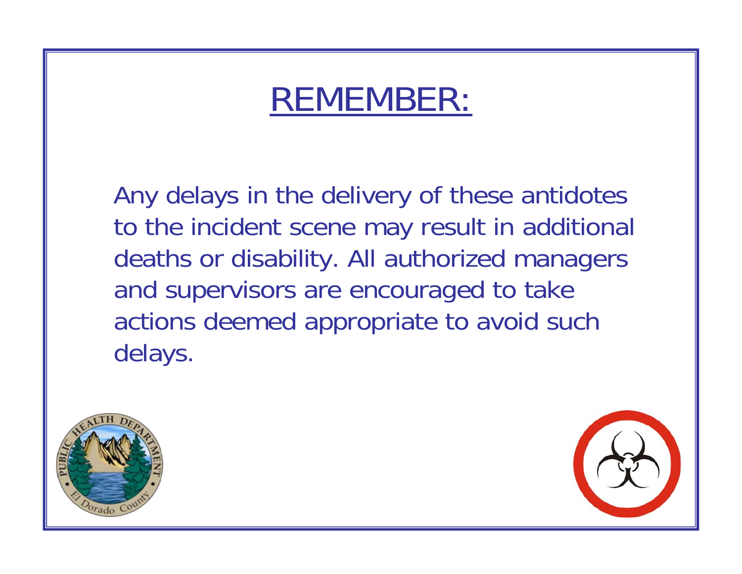# REMEMBER:

Any delays in the delivery of these antidotes to the incident scene may result in additional deaths or disability. All authorized managers and supervisors are encouraged to take actions deemed appropriate to avoid such delays.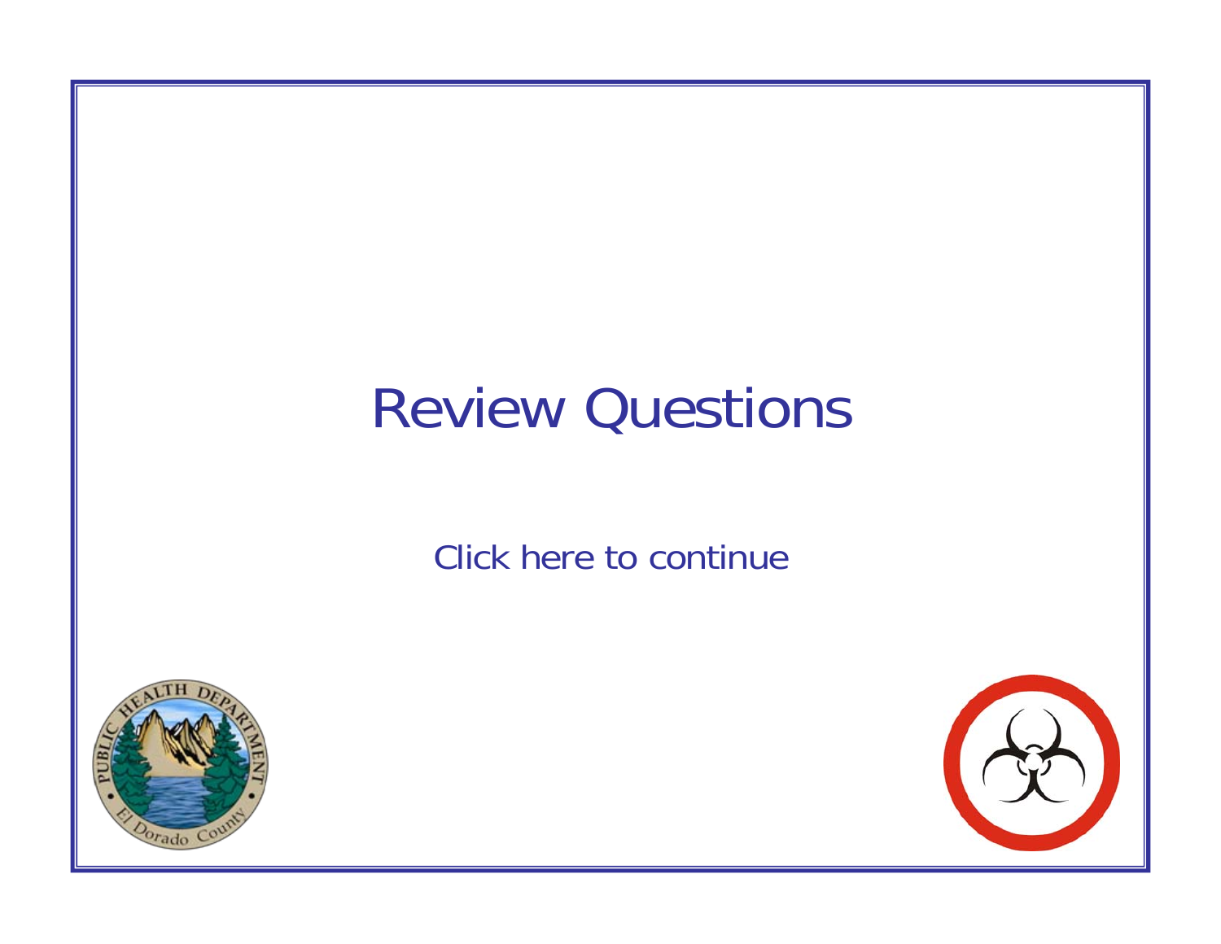# Review Questions

Click here to continue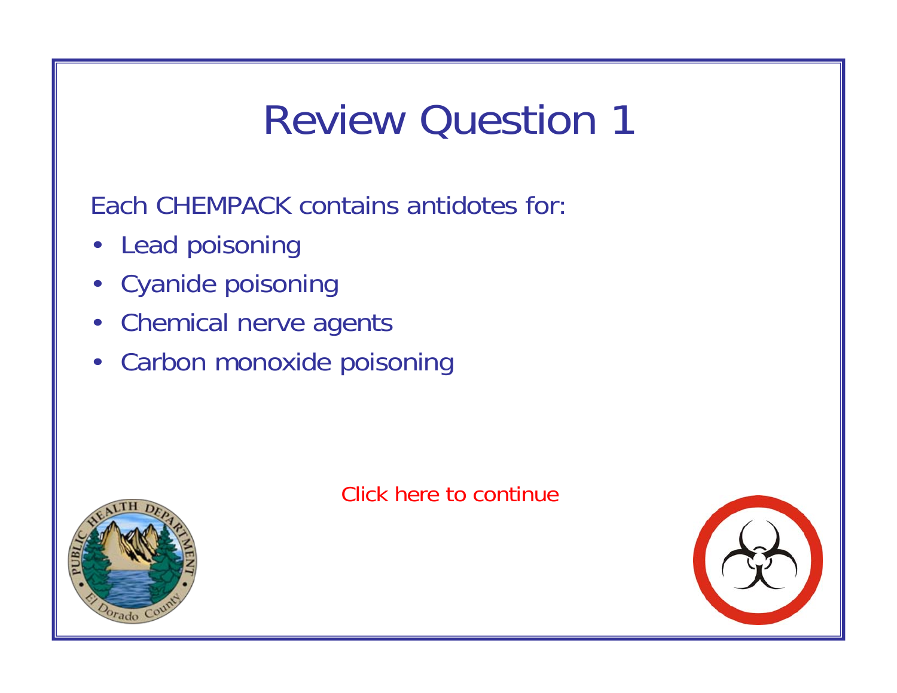# Review Question 1

Each CHEMPACK contains antidotes for:

- Lead poisoning
- Cyanide poisoning
- Chemical nerve agents
- Carbon monoxide poisoning

Click here to continue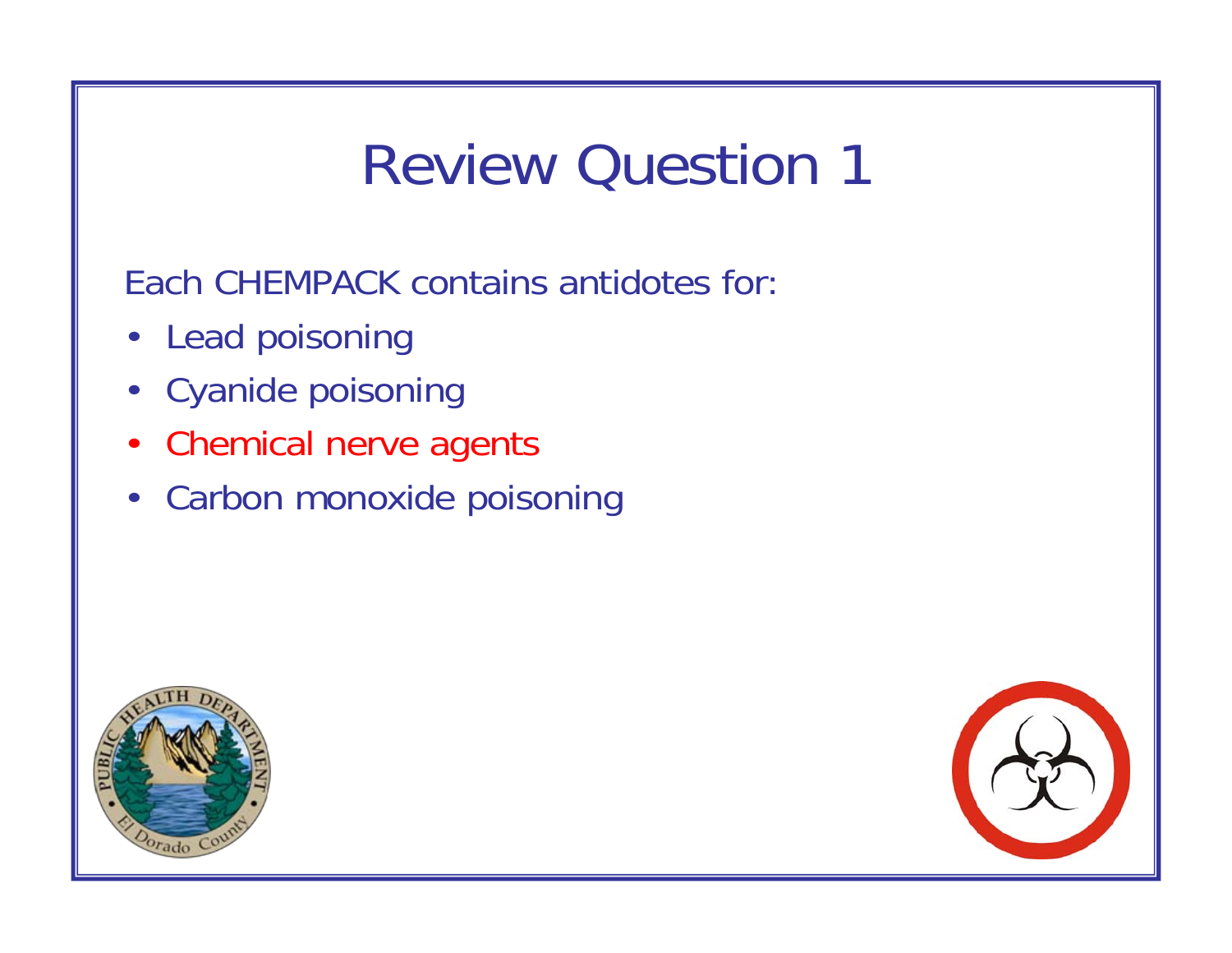# Review Question 1

Each CHEMPACK contains antidotes for:

- Lead poisoning
- Cyanide poisoning
- Chemical nerve agents
- Carbon monoxide poisoning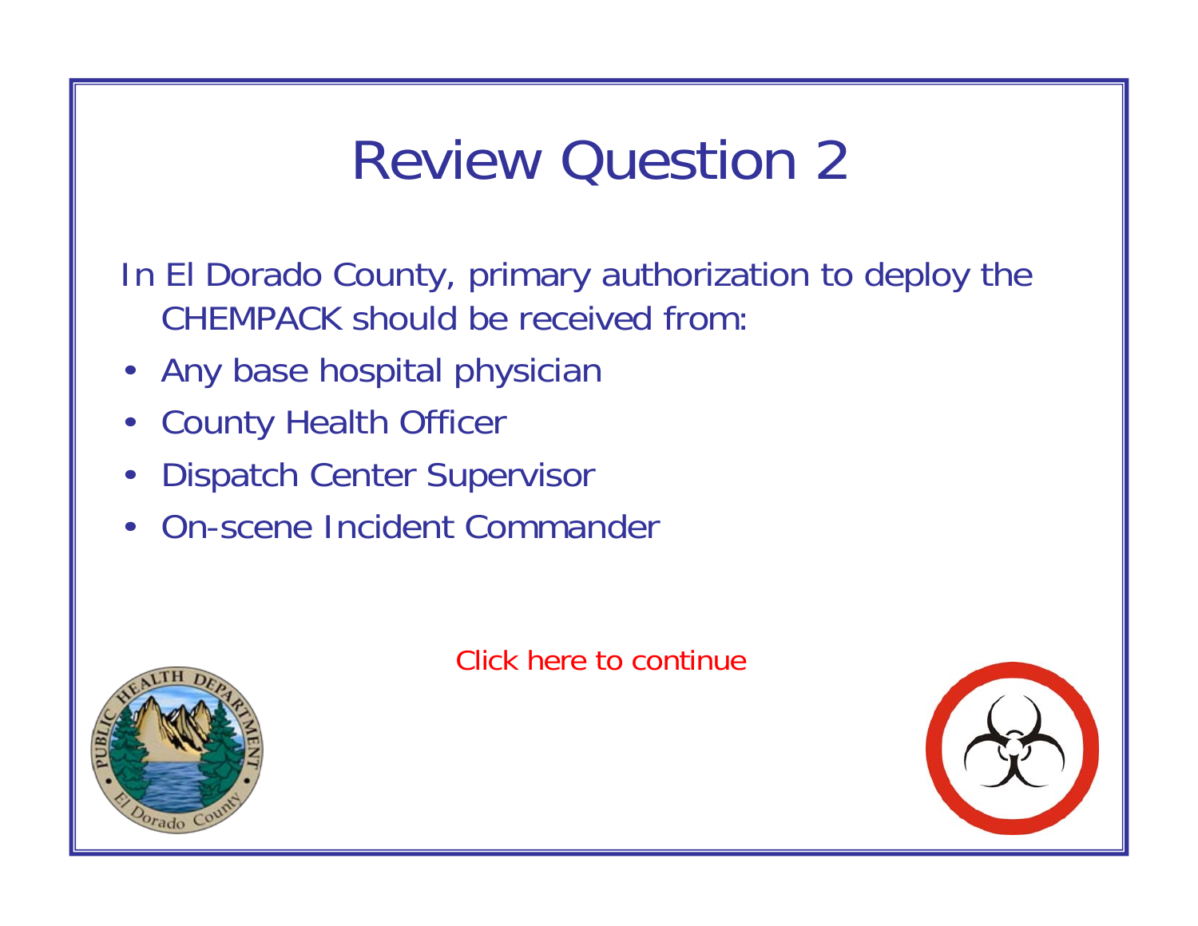# Review Question 2

In El Dorado County, primary authorization to deploy the CHEMPACK should be received from:

- Any base hospital physician
- County Health Officer
- Dispatch Center Supervisor
- On-scene Incident Commander

Click here to continue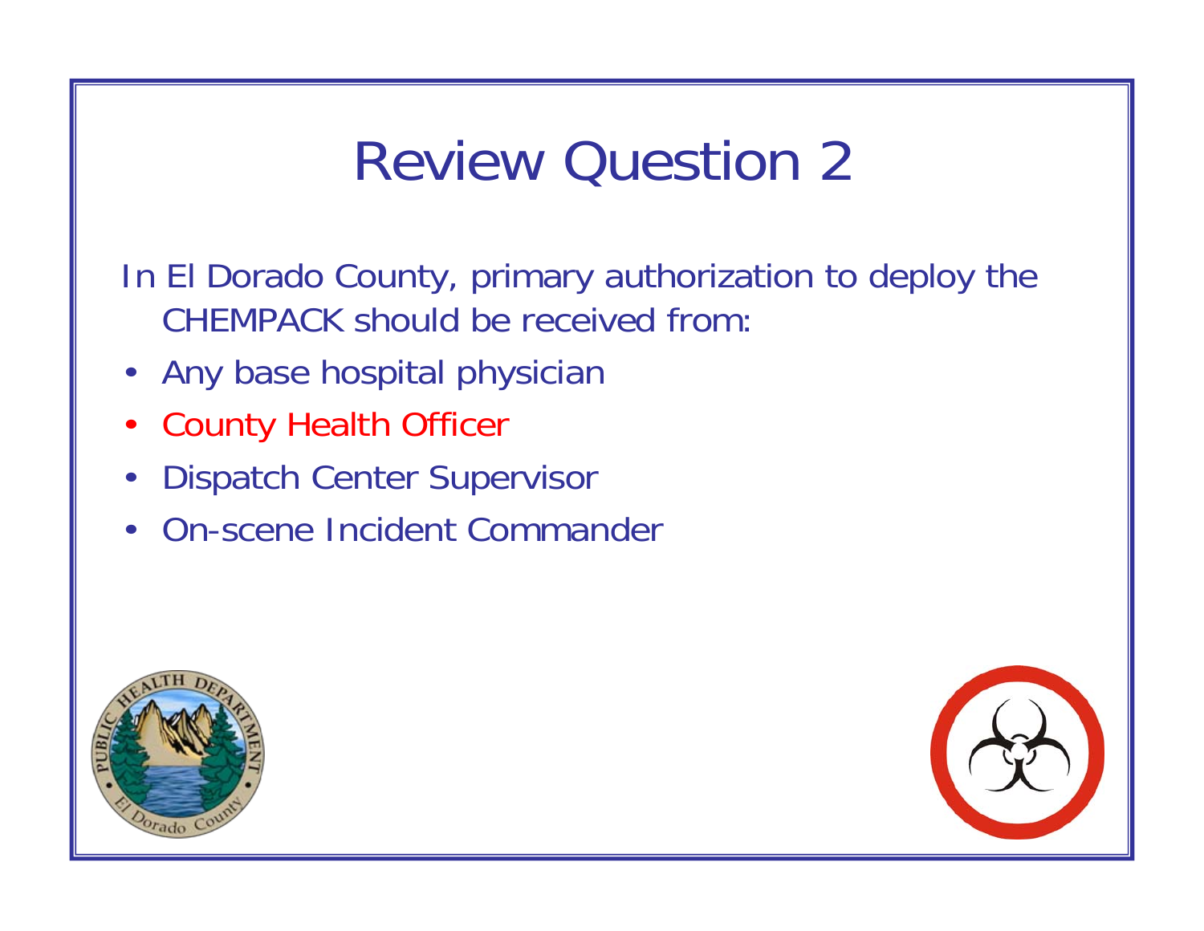# Review Question 2

In El Dorado County, primary authorization to deploy the CHEMPACK should be received from:

- Any base hospital physician
- County Health Officer
- Dispatch Center Supervisor
- On-scene Incident Commander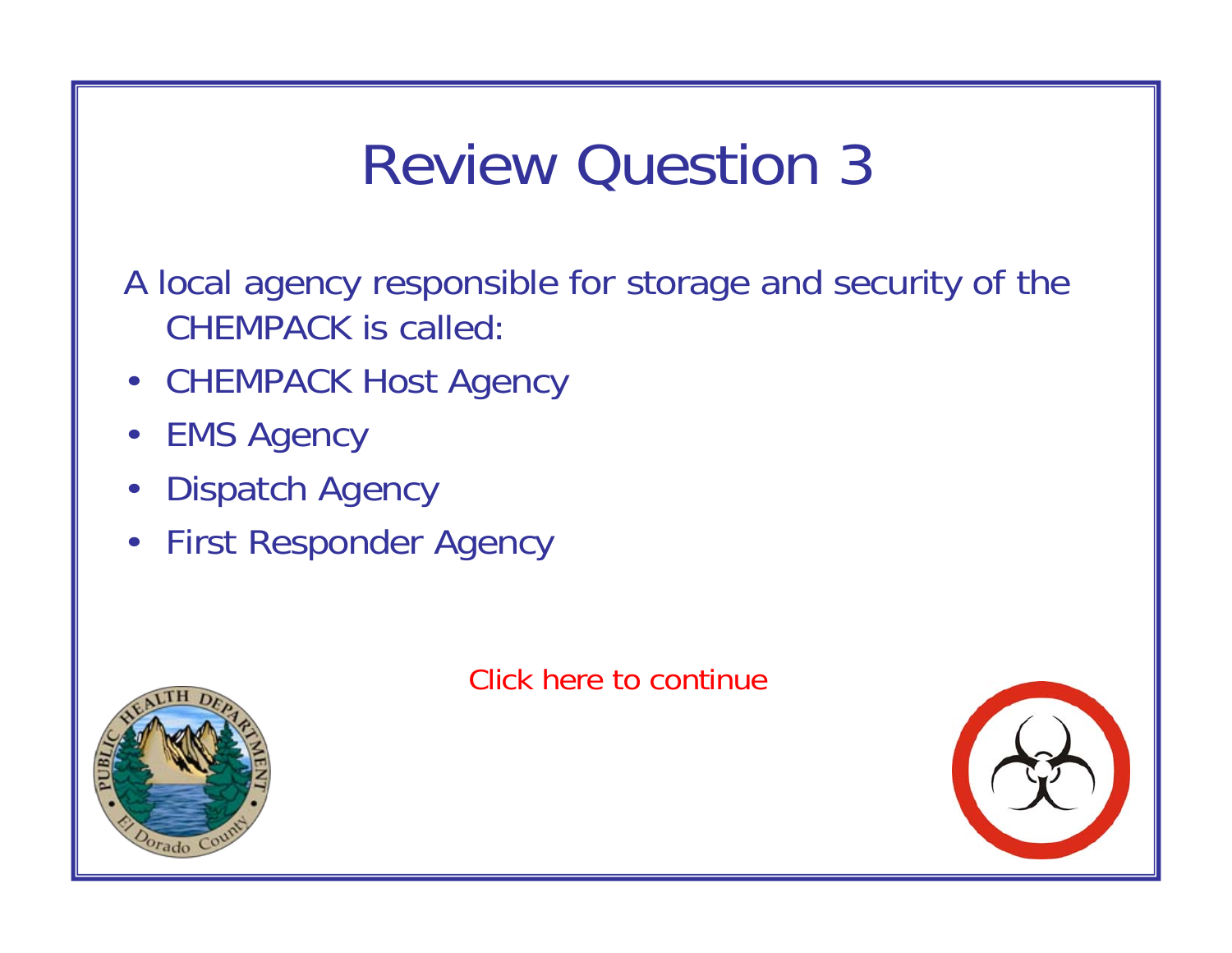# Review Question 3

A local agency responsible for storage and security of the CHEMPACK is called:

- CHEMPACK Host Agency
- EMS Agency
- Dispatch Agency
- First Responder Agency

Click here to continue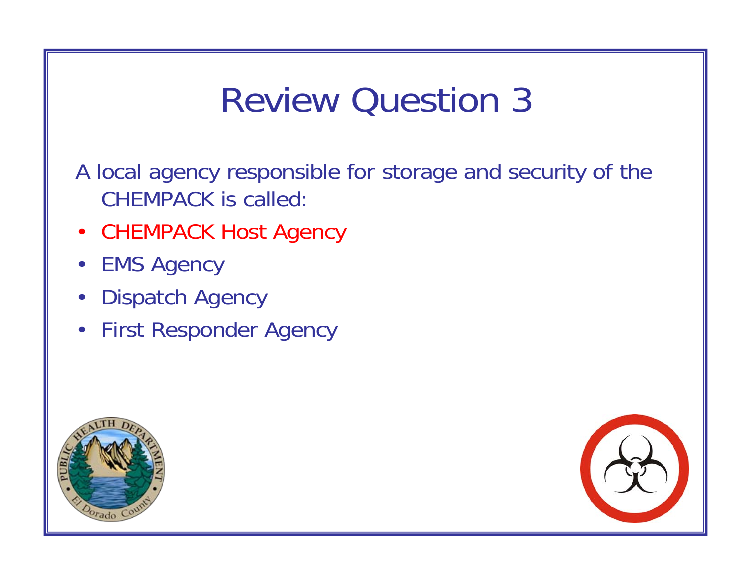# Review Question 3

A local agency responsible for storage and security of the CHEMPACK is called:

- CHEMPACK Host Agency
- EMS Agency
- Dispatch Agency
- First Responder Agency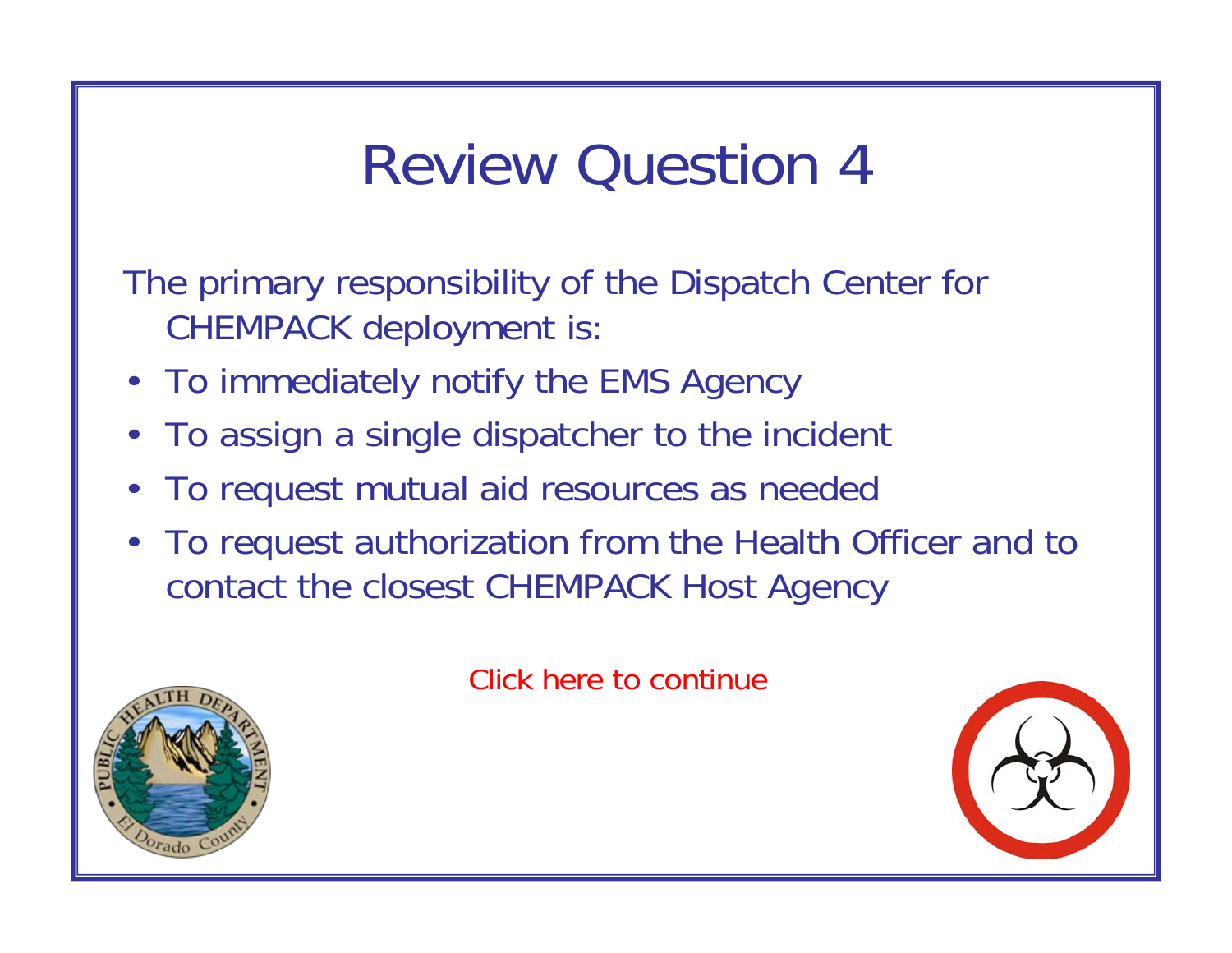# Review Question 4

The primary responsibility of the Dispatch Center for CHEMPACK deployment is:

- To immediately notify the EMS Agency
- To assign a single dispatcher to the incident
- To request mutual aid resources as needed
- To request authorization from the Health Officer and to contact the closest CHEMPACK Host Agency

Click here to continue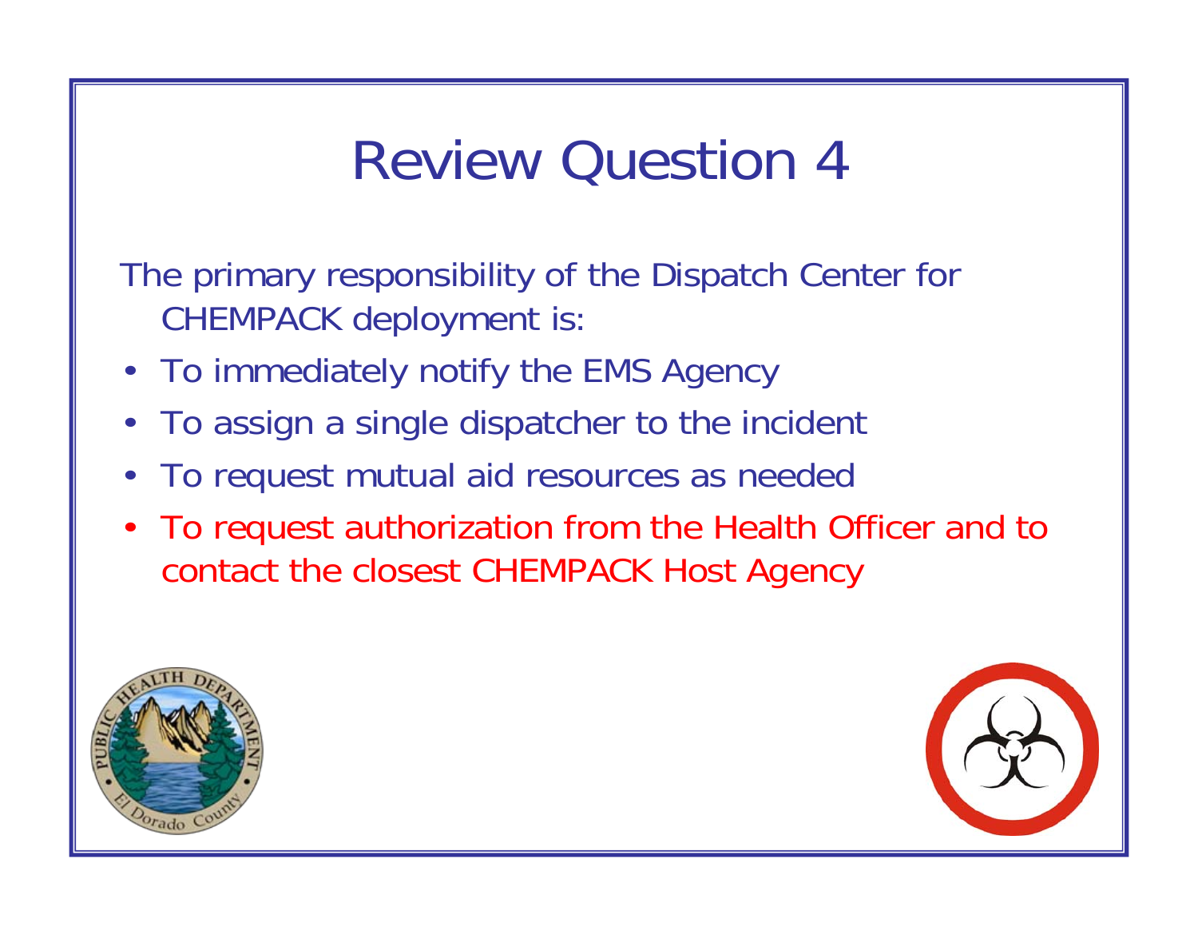# Review Question 4

The primary responsibility of the Dispatch Center for CHEMPACK deployment is:

- To immediately notify the EMS Agency
- To assign a single dispatcher to the incident
- To request mutual aid resources as needed
- To request authorization from the Health Officer and to contact the closest CHEMPACK Host Agency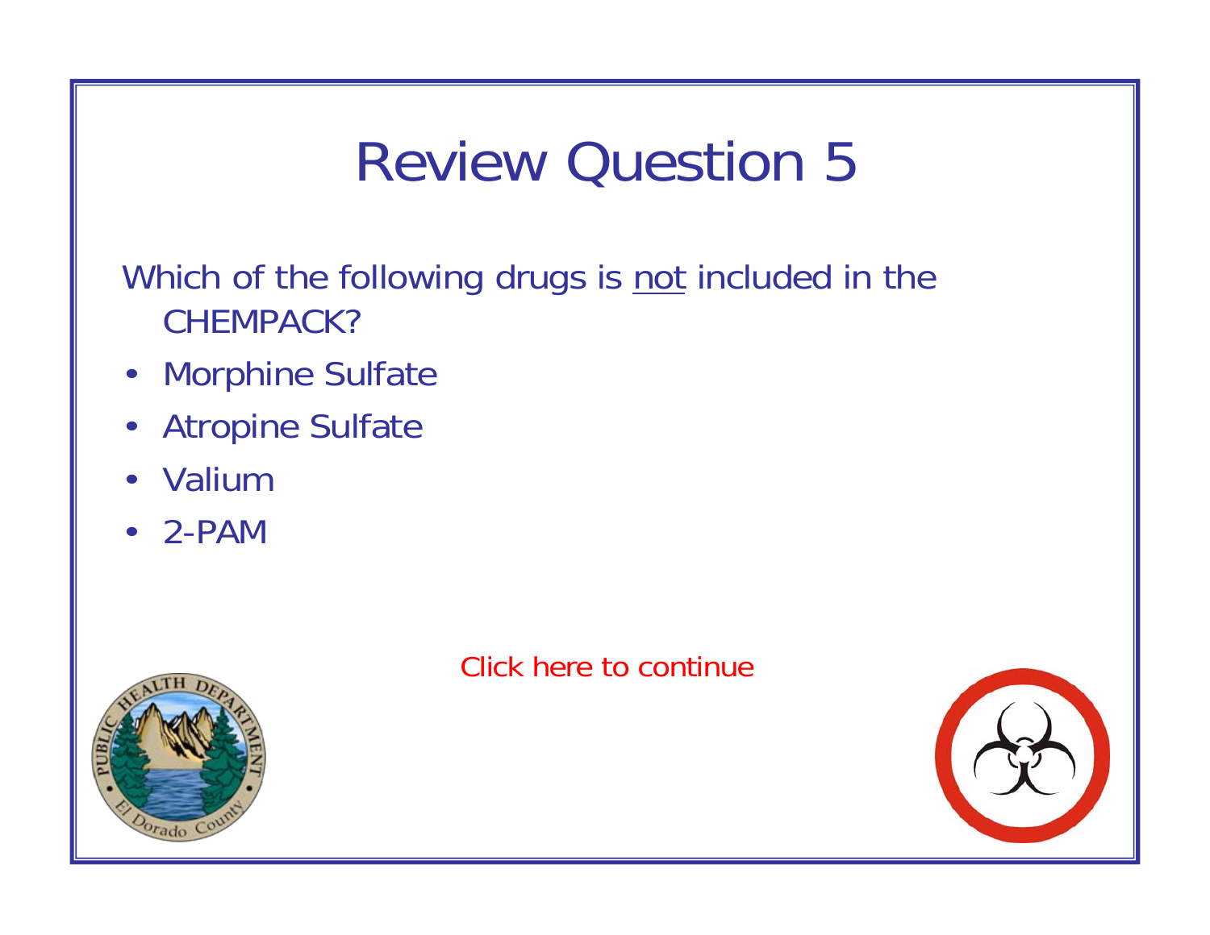# Review Question 5

Which of the following drugs is <u>not</u> included in the CHEMPACK?

- Morphine Sulfate
- Atropine Sulfate
- Valium
- 2-PAM

Click here to continue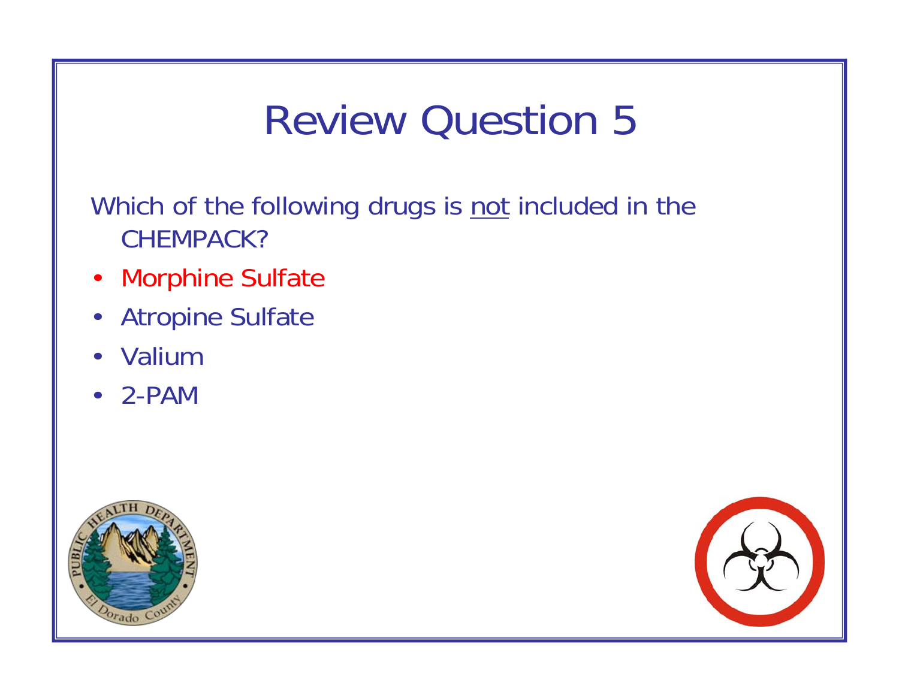# Review Question 5

Which of the following drugs is not included in the CHEMPACK?

- Morphine Sulfate
- Atropine Sulfate
- Valium
- 2-PAM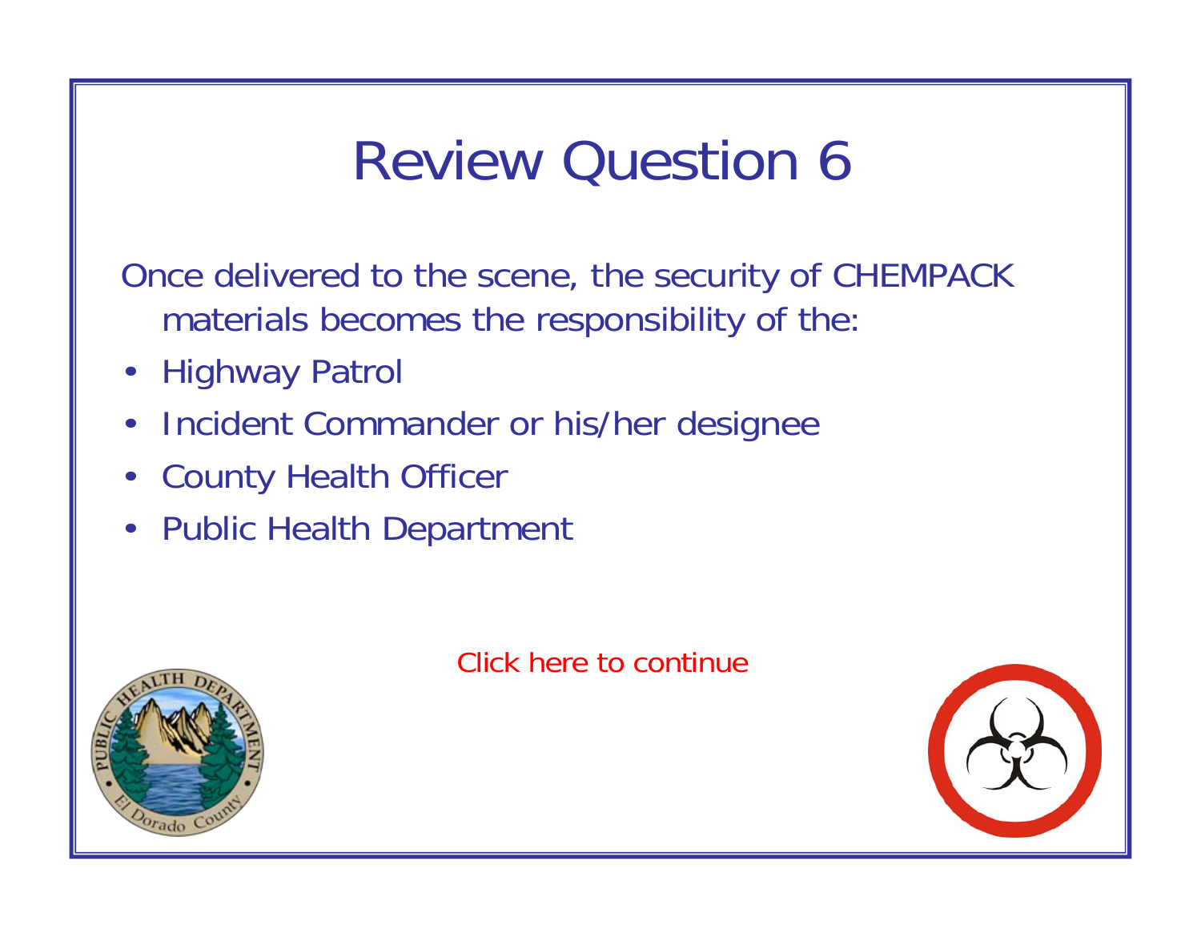# Review Question 6

Once delivered to the scene, the security of CHEMPACK materials becomes the responsibility of the:

- Highway Patrol
- Incident Commander or his/her designee
- County Health Officer
- Public Health Department

Click here to continue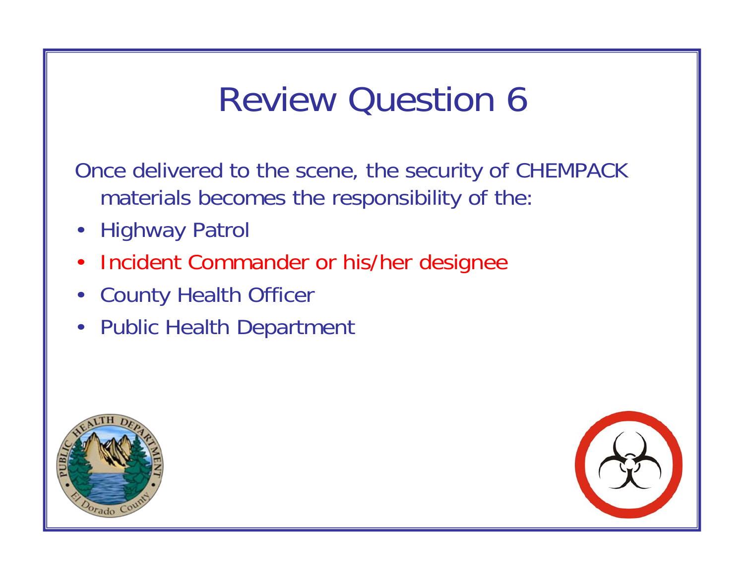# Review Question 6

Once delivered to the scene, the security of CHEMPACK materials becomes the responsibility of the:

- Highway Patrol
- Incident Commander or his/her designee
- County Health Officer
- Public Health Department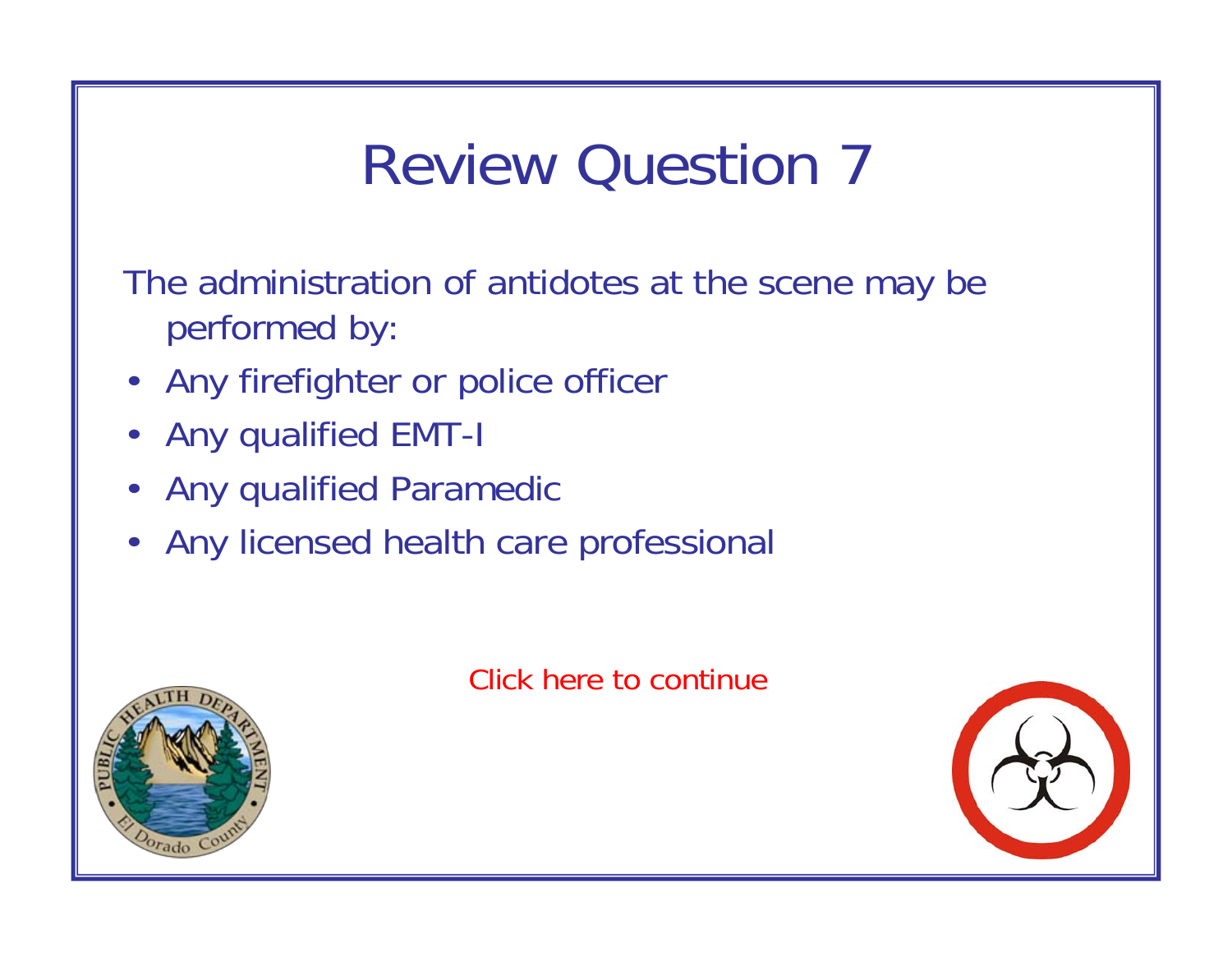# Review Question 7

The administration of antidotes at the scene may be performed by:

- Any firefighter or police officer
- Any qualified EMT-I
- Any qualified Paramedic
- Any licensed health care professional

Click here to continue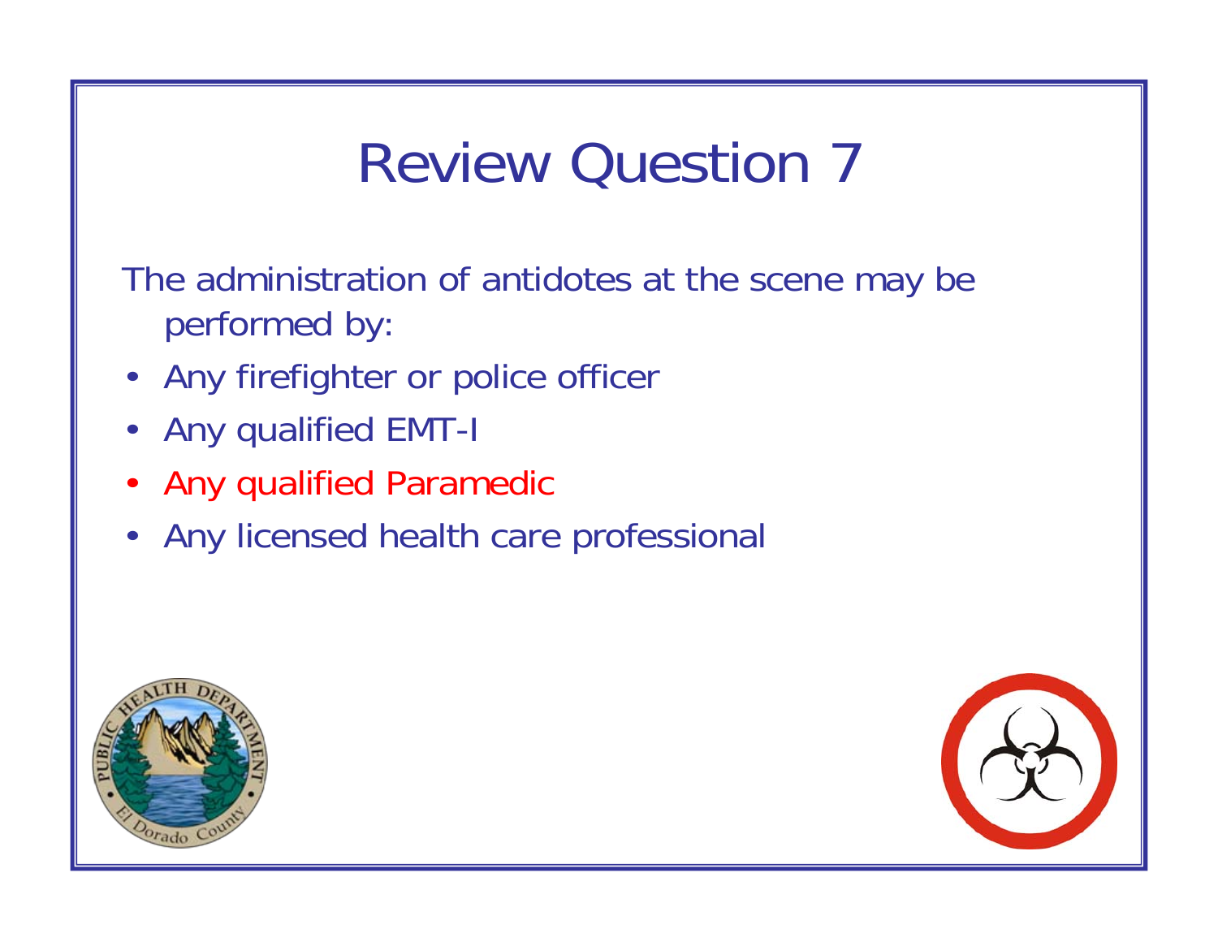# Review Question 7

The administration of antidotes at the scene may be performed by:

- Any firefighter or police officer
- Any qualified EMT-I
- Any qualified Paramedic
- Any licensed health care professional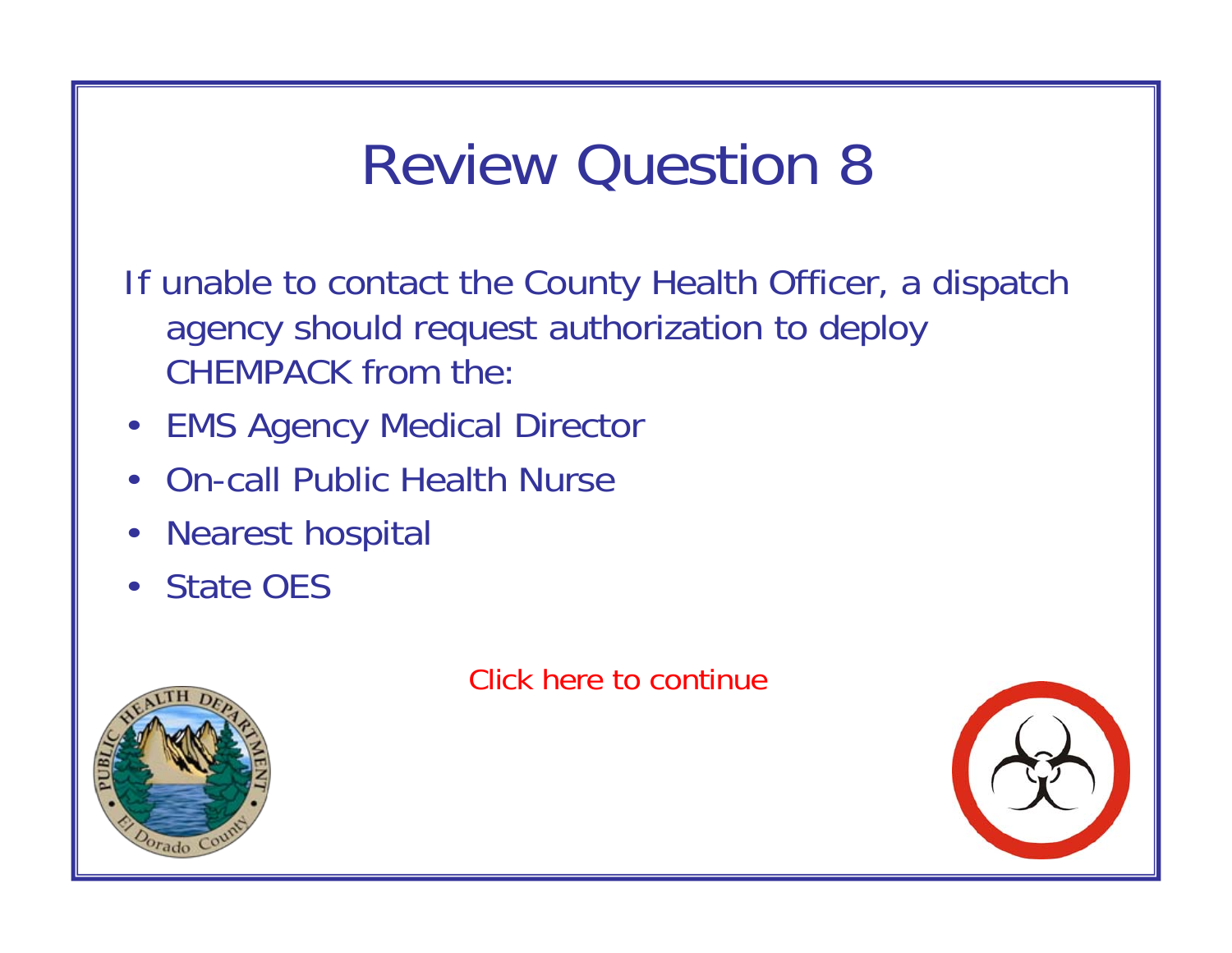# Review Question 8

If unable to contact the County Health Officer, a dispatch agency should request authorization to deploy CHEMPACK from the:

- EMS Agency Medical Director
- On-call Public Health Nurse
- Nearest hospital
- State OES

Click here to continue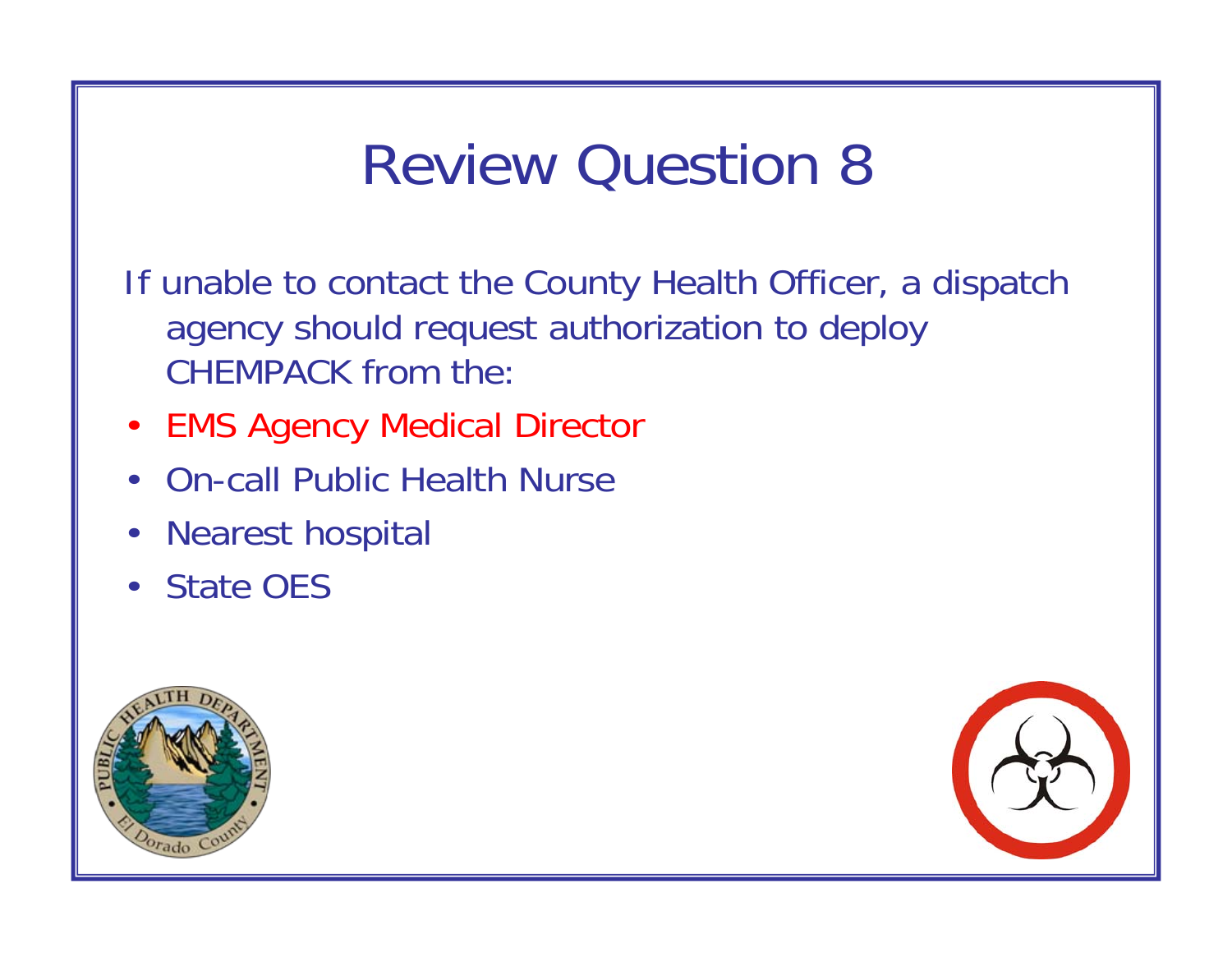# Review Question 8

If unable to contact the County Health Officer, a dispatch agency should request authorization to deploy CHEMPACK from the:

- EMS Agency Medical Director
- On-call Public Health Nurse
- Nearest hospital
- State OES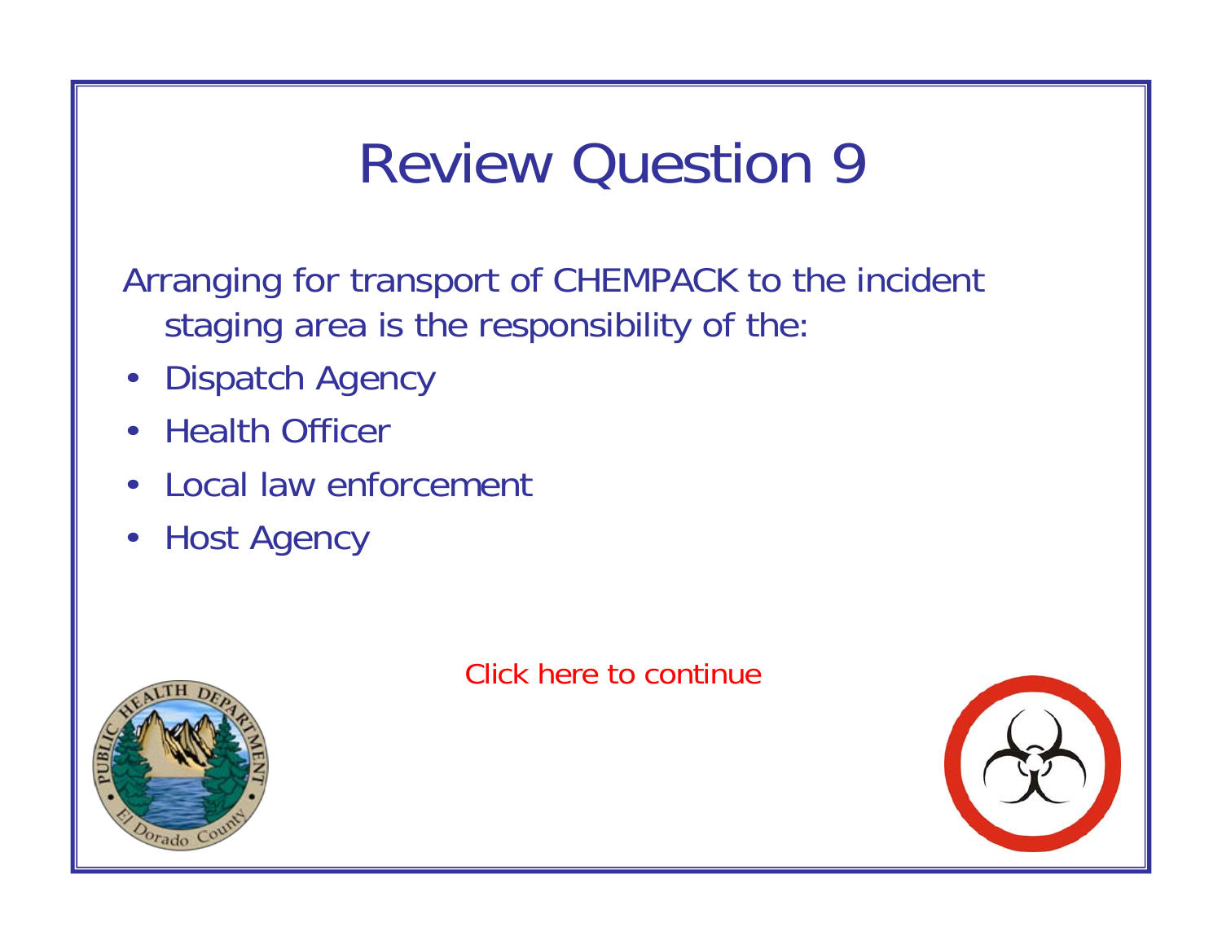# Review Question 9

Arranging for transport of CHEMPACK to the incident staging area is the responsibility of the:

- Dispatch Agency
- Health Officer
- Local law enforcement
- Host Agency

Click here to continue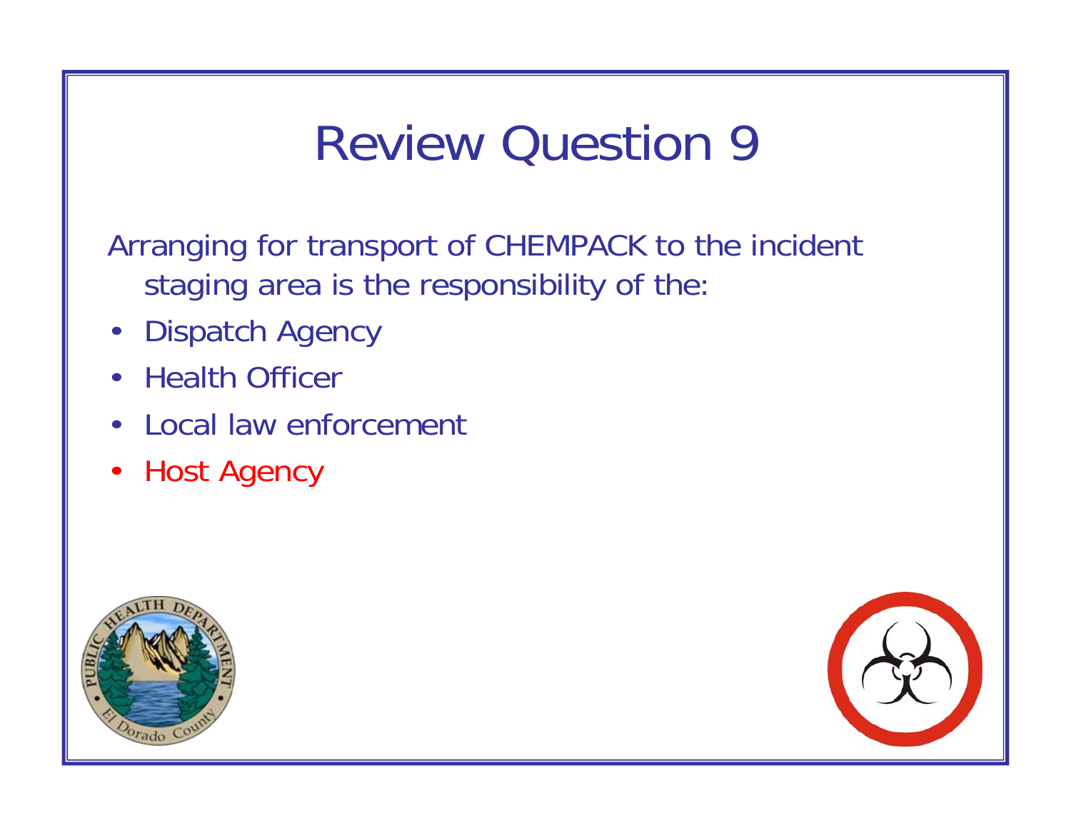# Review Question 9

Arranging for transport of CHEMPACK to the incident staging area is the responsibility of the:

- Dispatch Agency
- Health Officer
- Local law enforcement
- Host Agency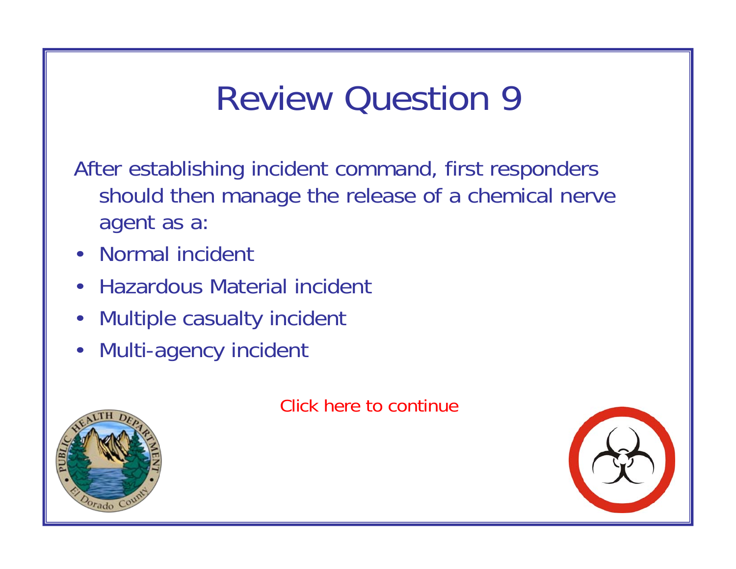# Review Question 9

After establishing incident command, first responders should then manage the release of a chemical nerve agent as a:

- Normal incident
- Hazardous Material incident
- Multiple casualty incident
- Multi-agency incident

Click here to continue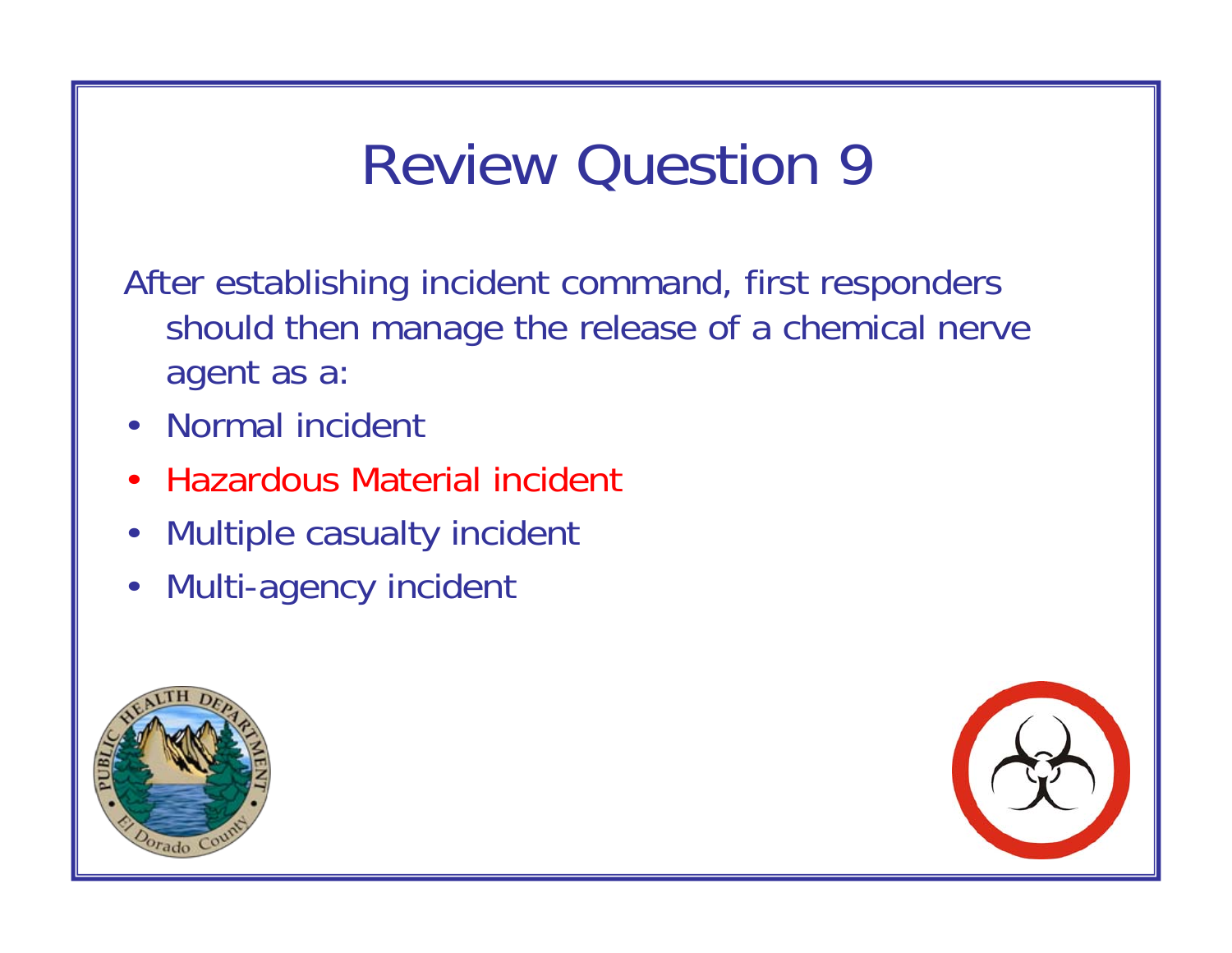# Review Question 9

After establishing incident command, first responders should then manage the release of a chemical nerve agent as a:

- Normal incident
- Hazardous Material incident
- Multiple casualty incident
- Multi-agency incident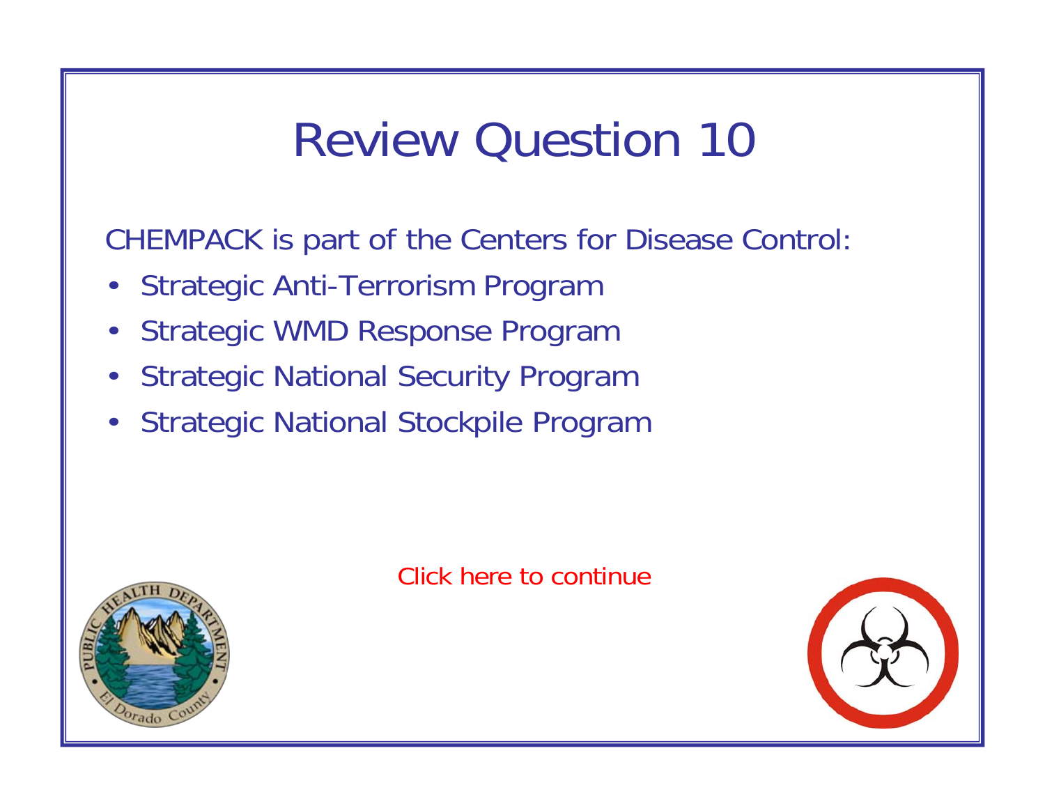# Review Question 10

CHEMPACK is part of the Centers for Disease Control:

- Strategic Anti-Terrorism Program
- Strategic WMD Response Program
- Strategic National Security Program
- Strategic National Stockpile Program

Click here to continue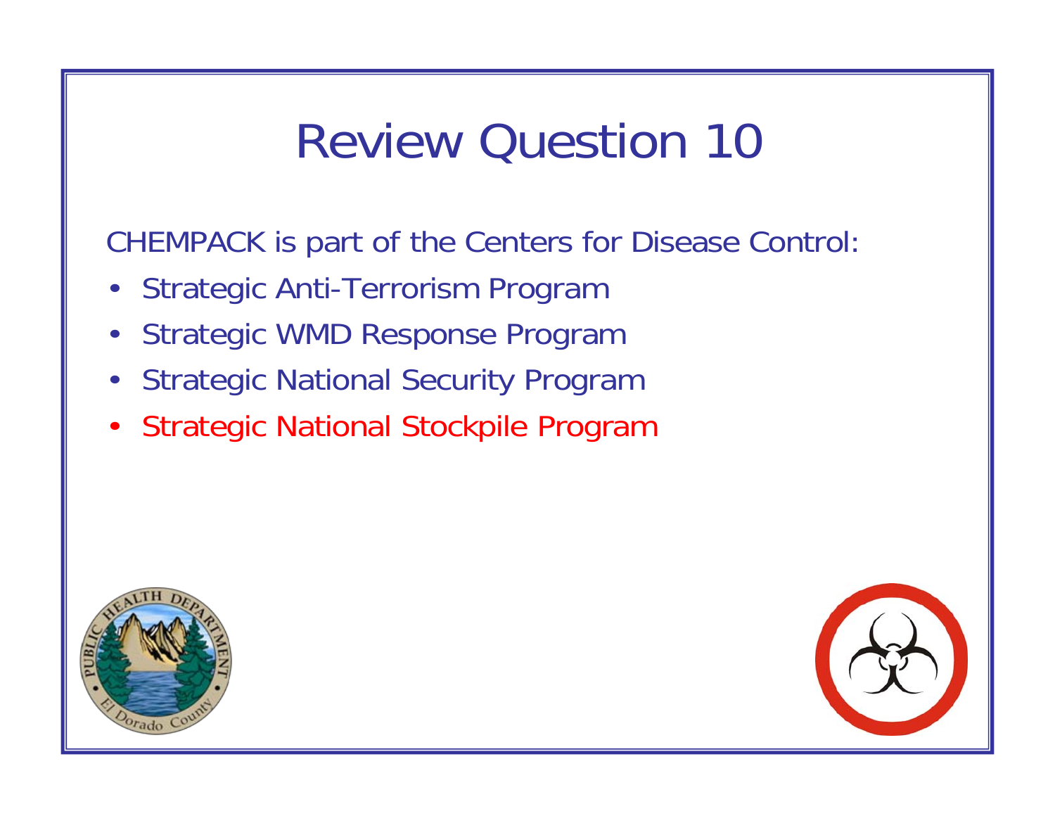# Review Question 10

CHEMPACK is part of the Centers for Disease Control:

- Strategic Anti-Terrorism Program
- Strategic WMD Response Program
- Strategic National Security Program
- Strategic National Stockpile Program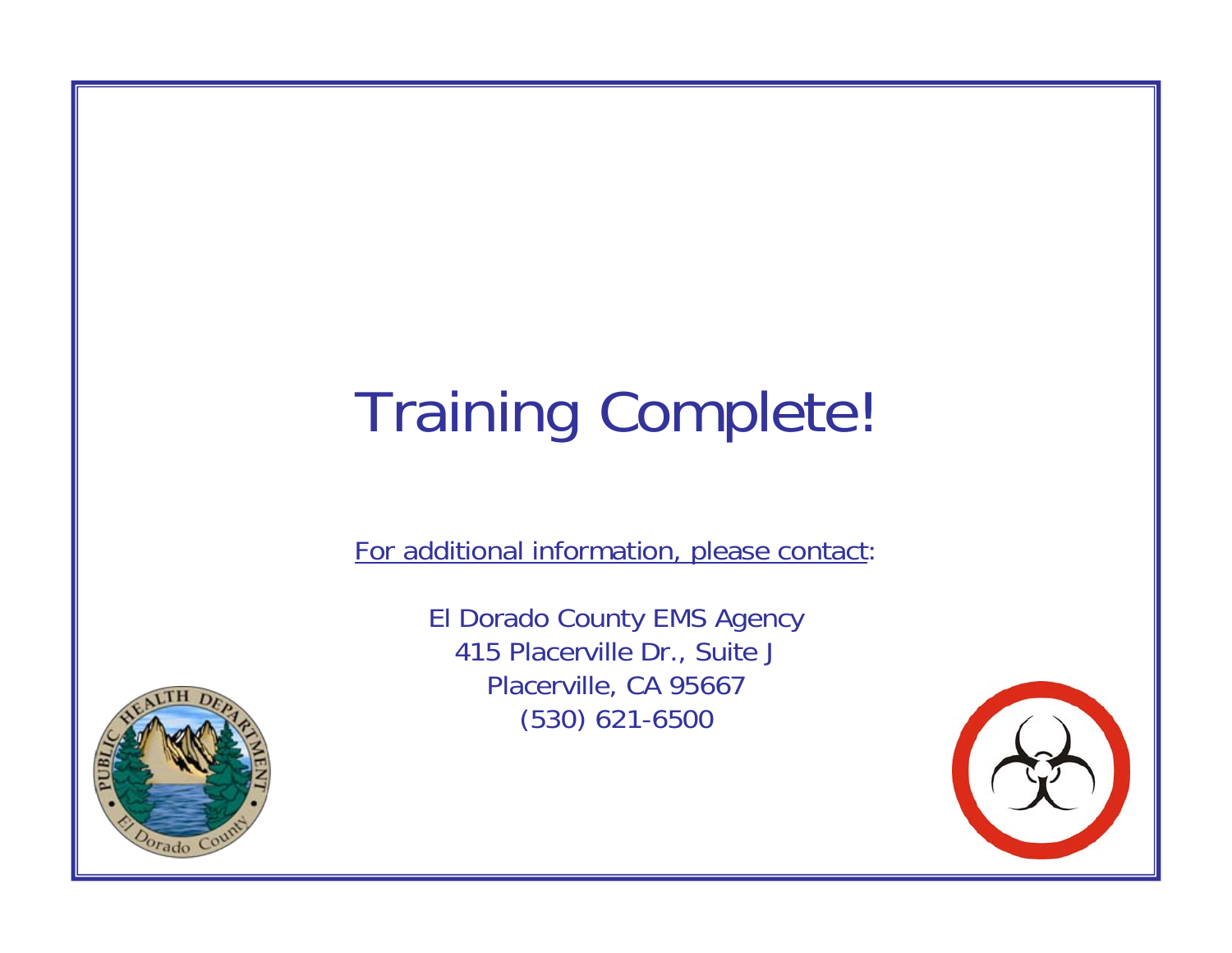# Training Complete!

For additional information, please contact:

El Dorado County EMS Agency
415 Placerville Dr., Suite J
Placerville, CA 95667
(530) 621-6500